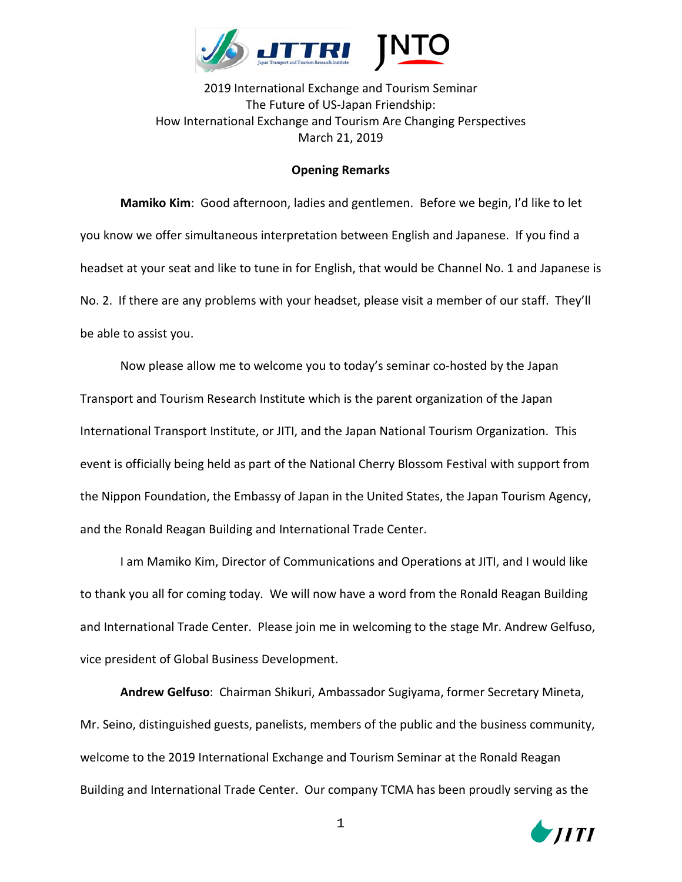2019 International Exchange and Tourism Seminar
The Future of US-Japan Friendship:
How International Exchange and Tourism Are Changing Perspectives
March 21, 2019

## Opening Remarks

**Mamiko Kim**: Good afternoon, ladies and gentlemen. Before we begin, I'd like to let you know we offer simultaneous interpretation between English and Japanese. If you find a headset at your seat and like to tune in for English, that would be Channel No. 1 and Japanese is No. 2. If there are any problems with your headset, please visit a member of our staff. They'll be able to assist you.

Now please allow me to welcome you to today's seminar co-hosted by the Japan Transport and Tourism Research Institute which is the parent organization of the Japan International Transport Institute, or JITI, and the Japan National Tourism Organization. This event is officially being held as part of the National Cherry Blossom Festival with support from the Nippon Foundation, the Embassy of Japan in the United States, the Japan Tourism Agency, and the Ronald Reagan Building and International Trade Center.

I am Mamiko Kim, Director of Communications and Operations at JITI, and I would like to thank you all for coming today. We will now have a word from the Ronald Reagan Building and International Trade Center. Please join me in welcoming to the stage Mr. Andrew Gelfuso, vice president of Global Business Development.

**Andrew Gelfuso**: Chairman Shikuri, Ambassador Sugiyama, former Secretary Mineta, Mr. Seino, distinguished guests, panelists, members of the public and the business community, welcome to the 2019 International Exchange and Tourism Seminar at the Ronald Reagan Building and International Trade Center. Our company TCMA has been proudly serving as the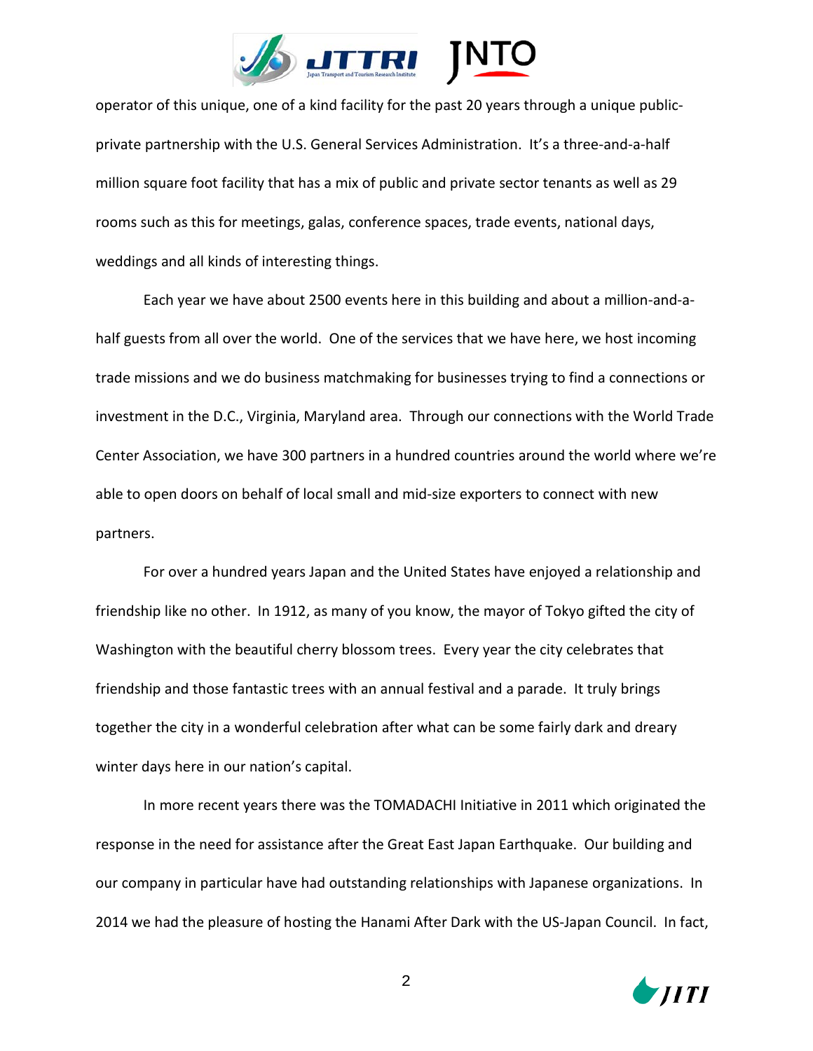operator of this unique, one of a kind facility for the past 20 years through a unique public-private partnership with the U.S. General Services Administration. It's a three-and-a-half million square foot facility that has a mix of public and private sector tenants as well as 29 rooms such as this for meetings, galas, conference spaces, trade events, national days, weddings and all kinds of interesting things.

Each year we have about 2500 events here in this building and about a million-and-a-half guests from all over the world. One of the services that we have here, we host incoming trade missions and we do business matchmaking for businesses trying to find a connections or investment in the D.C., Virginia, Maryland area. Through our connections with the World Trade Center Association, we have 300 partners in a hundred countries around the world where we're able to open doors on behalf of local small and mid-size exporters to connect with new partners.

For over a hundred years Japan and the United States have enjoyed a relationship and friendship like no other. In 1912, as many of you know, the mayor of Tokyo gifted the city of Washington with the beautiful cherry blossom trees. Every year the city celebrates that friendship and those fantastic trees with an annual festival and a parade. It truly brings together the city in a wonderful celebration after what can be some fairly dark and dreary winter days here in our nation's capital.

In more recent years there was the TOMADACHI Initiative in 2011 which originated the response in the need for assistance after the Great East Japan Earthquake. Our building and our company in particular have had outstanding relationships with Japanese organizations. In 2014 we had the pleasure of hosting the Hanami After Dark with the US-Japan Council. In fact,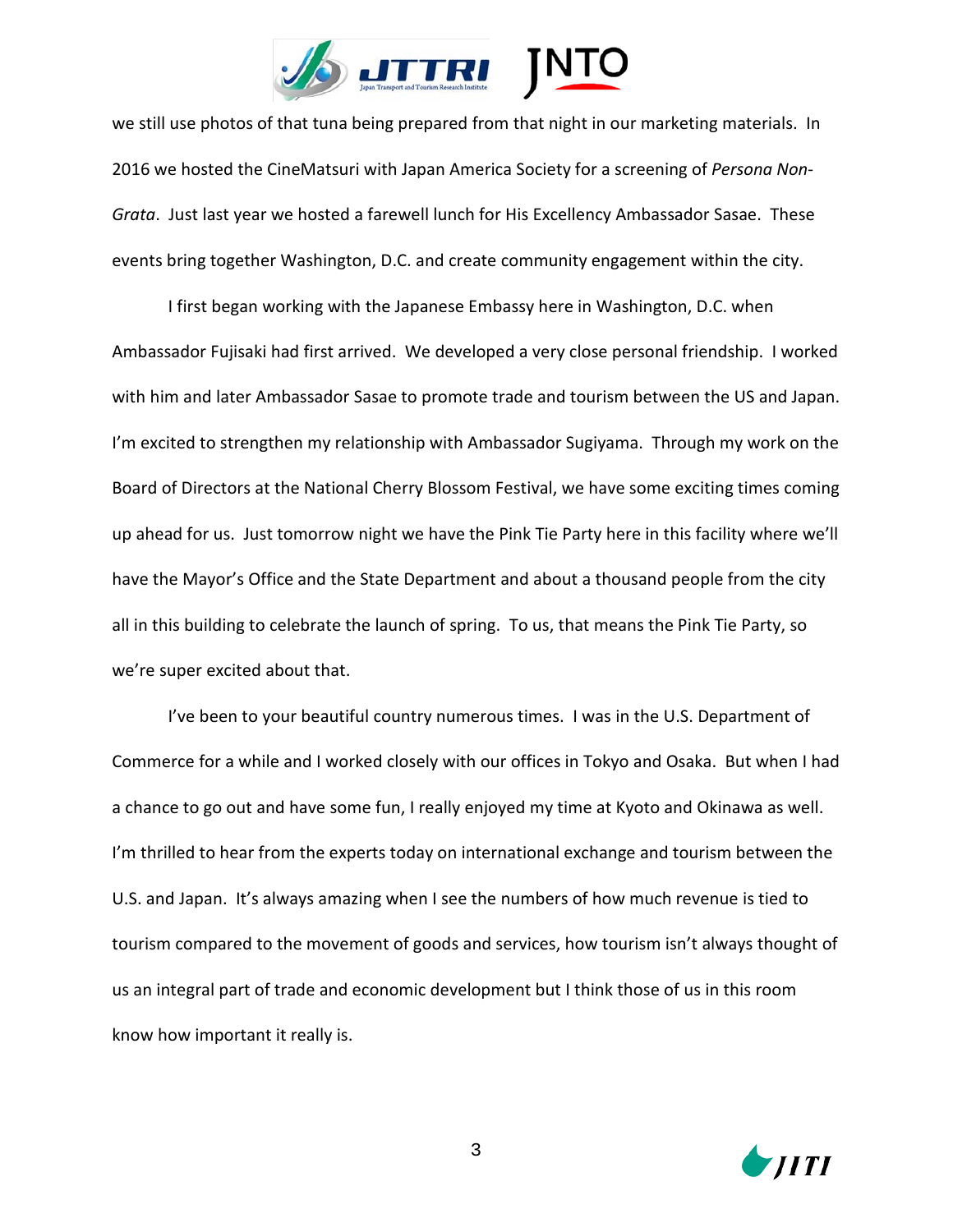we still use photos of that tuna being prepared from that night in our marketing materials. In 2016 we hosted the CineMatsuri with Japan America Society for a screening of *Persona Non-Grata*. Just last year we hosted a farewell lunch for His Excellency Ambassador Sasae. These events bring together Washington, D.C. and create community engagement within the city.

I first began working with the Japanese Embassy here in Washington, D.C. when Ambassador Fujisaki had first arrived. We developed a very close personal friendship. I worked with him and later Ambassador Sasae to promote trade and tourism between the US and Japan. I'm excited to strengthen my relationship with Ambassador Sugiyama. Through my work on the Board of Directors at the National Cherry Blossom Festival, we have some exciting times coming up ahead for us. Just tomorrow night we have the Pink Tie Party here in this facility where we'll have the Mayor's Office and the State Department and about a thousand people from the city all in this building to celebrate the launch of spring. To us, that means the Pink Tie Party, so we're super excited about that.

I've been to your beautiful country numerous times. I was in the U.S. Department of Commerce for a while and I worked closely with our offices in Tokyo and Osaka. But when I had a chance to go out and have some fun, I really enjoyed my time at Kyoto and Okinawa as well. I'm thrilled to hear from the experts today on international exchange and tourism between the U.S. and Japan. It's always amazing when I see the numbers of how much revenue is tied to tourism compared to the movement of goods and services, how tourism isn't always thought of us an integral part of trade and economic development but I think those of us in this room know how important it really is.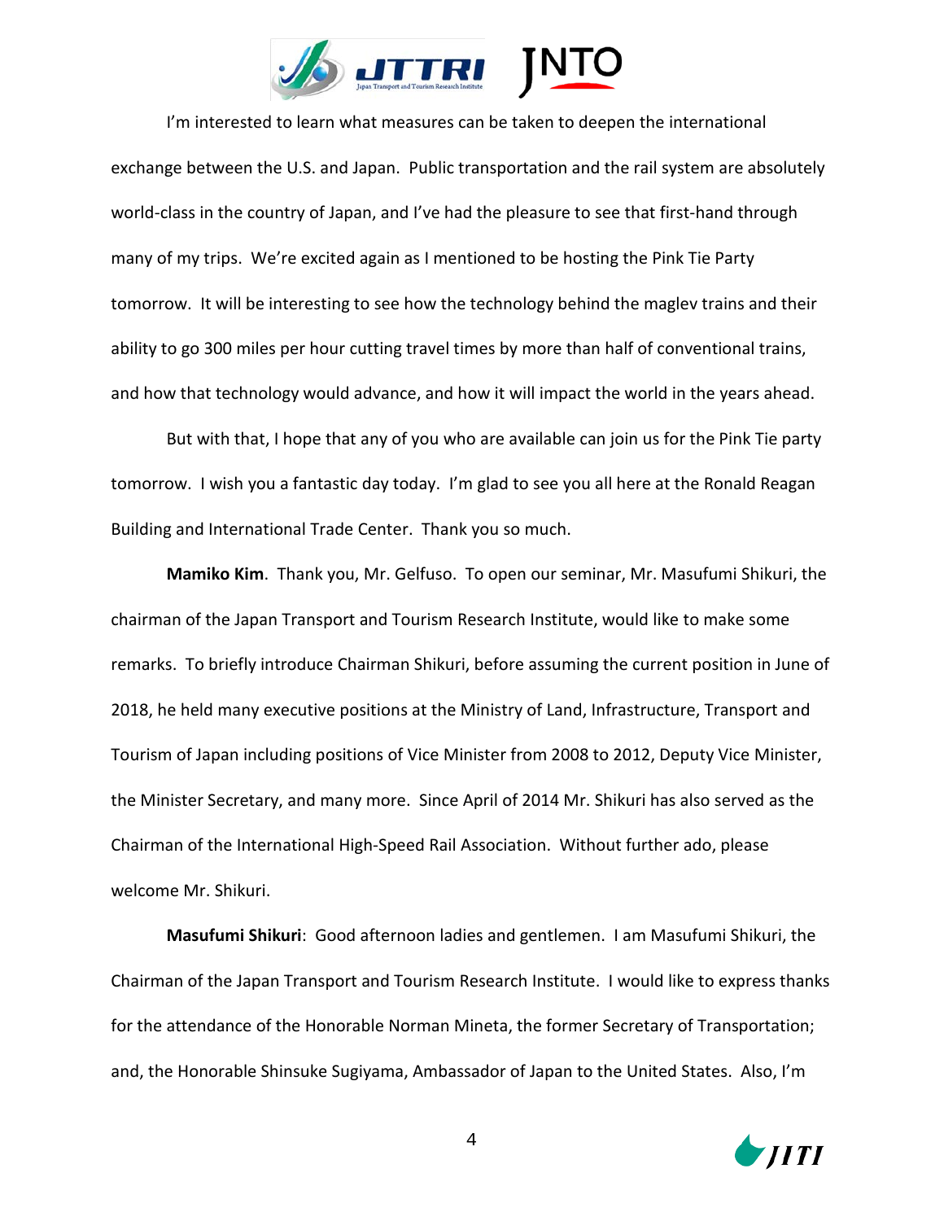I'm interested to learn what measures can be taken to deepen the international exchange between the U.S. and Japan. Public transportation and the rail system are absolutely world-class in the country of Japan, and I've had the pleasure to see that first-hand through many of my trips. We're excited again as I mentioned to be hosting the Pink Tie Party tomorrow. It will be interesting to see how the technology behind the maglev trains and their ability to go 300 miles per hour cutting travel times by more than half of conventional trains, and how that technology would advance, and how it will impact the world in the years ahead.

But with that, I hope that any of you who are available can join us for the Pink Tie party tomorrow. I wish you a fantastic day today. I'm glad to see you all here at the Ronald Reagan Building and International Trade Center. Thank you so much.

**Mamiko Kim**. Thank you, Mr. Gelfuso. To open our seminar, Mr. Masufumi Shikuri, the chairman of the Japan Transport and Tourism Research Institute, would like to make some remarks. To briefly introduce Chairman Shikuri, before assuming the current position in June of 2018, he held many executive positions at the Ministry of Land, Infrastructure, Transport and Tourism of Japan including positions of Vice Minister from 2008 to 2012, Deputy Vice Minister, the Minister Secretary, and many more. Since April of 2014 Mr. Shikuri has also served as the Chairman of the International High-Speed Rail Association. Without further ado, please welcome Mr. Shikuri.

**Masufumi Shikuri**: Good afternoon ladies and gentlemen. I am Masufumi Shikuri, the Chairman of the Japan Transport and Tourism Research Institute. I would like to express thanks for the attendance of the Honorable Norman Mineta, the former Secretary of Transportation; and, the Honorable Shinsuke Sugiyama, Ambassador of Japan to the United States. Also, I'm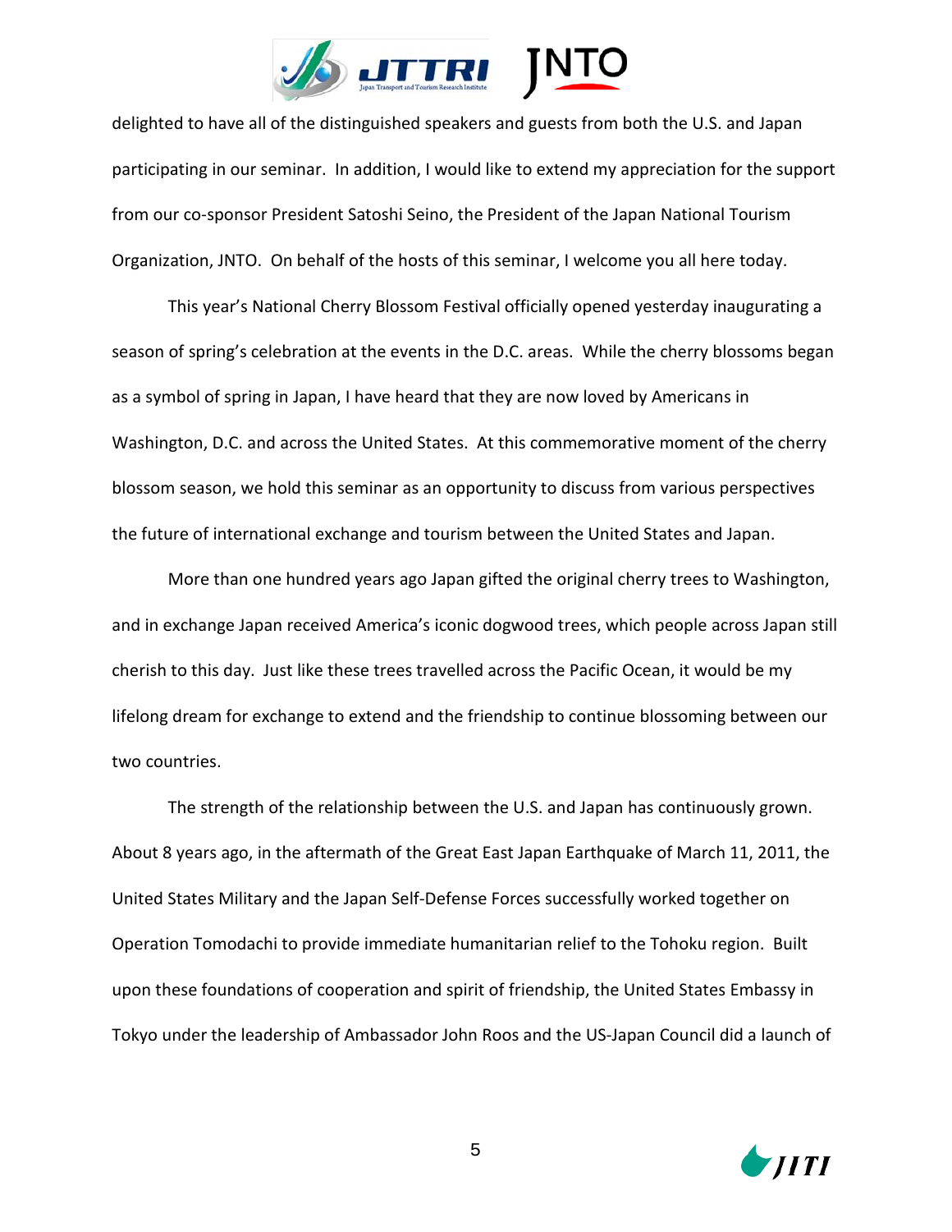delighted to have all of the distinguished speakers and guests from both the U.S. and Japan participating in our seminar. In addition, I would like to extend my appreciation for the support from our co-sponsor President Satoshi Seino, the President of the Japan National Tourism Organization, JNTO. On behalf of the hosts of this seminar, I welcome you all here today.

This year's National Cherry Blossom Festival officially opened yesterday inaugurating a season of spring's celebration at the events in the D.C. areas. While the cherry blossoms began as a symbol of spring in Japan, I have heard that they are now loved by Americans in Washington, D.C. and across the United States. At this commemorative moment of the cherry blossom season, we hold this seminar as an opportunity to discuss from various perspectives the future of international exchange and tourism between the United States and Japan.

More than one hundred years ago Japan gifted the original cherry trees to Washington, and in exchange Japan received America's iconic dogwood trees, which people across Japan still cherish to this day. Just like these trees travelled across the Pacific Ocean, it would be my lifelong dream for exchange to extend and the friendship to continue blossoming between our two countries.

The strength of the relationship between the U.S. and Japan has continuously grown. About 8 years ago, in the aftermath of the Great East Japan Earthquake of March 11, 2011, the United States Military and the Japan Self-Defense Forces successfully worked together on Operation Tomodachi to provide immediate humanitarian relief to the Tohoku region. Built upon these foundations of cooperation and spirit of friendship, the United States Embassy in Tokyo under the leadership of Ambassador John Roos and the US-Japan Council did a launch of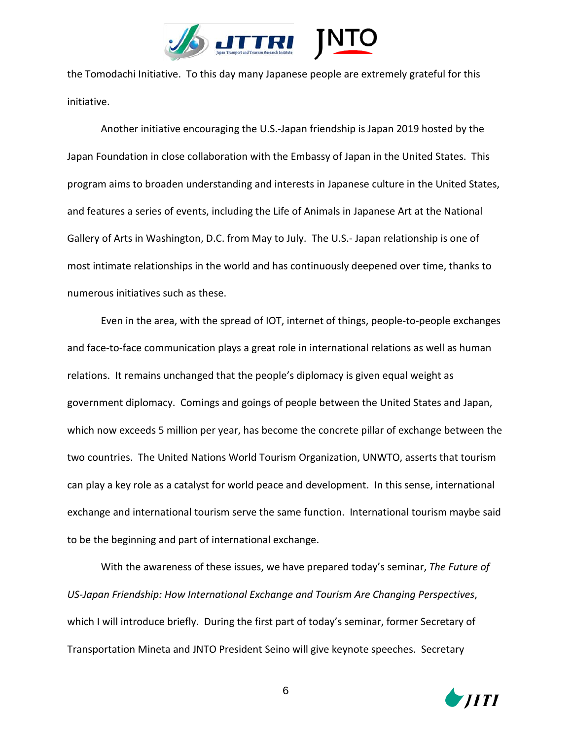the Tomodachi Initiative. To this day many Japanese people are extremely grateful for this initiative.

Another initiative encouraging the U.S.-Japan friendship is Japan 2019 hosted by the Japan Foundation in close collaboration with the Embassy of Japan in the United States. This program aims to broaden understanding and interests in Japanese culture in the United States, and features a series of events, including the Life of Animals in Japanese Art at the National Gallery of Arts in Washington, D.C. from May to July. The U.S.- Japan relationship is one of most intimate relationships in the world and has continuously deepened over time, thanks to numerous initiatives such as these.

Even in the area, with the spread of IOT, internet of things, people-to-people exchanges and face-to-face communication plays a great role in international relations as well as human relations. It remains unchanged that the people's diplomacy is given equal weight as government diplomacy. Comings and goings of people between the United States and Japan, which now exceeds 5 million per year, has become the concrete pillar of exchange between the two countries. The United Nations World Tourism Organization, UNWTO, asserts that tourism can play a key role as a catalyst for world peace and development. In this sense, international exchange and international tourism serve the same function. International tourism maybe said to be the beginning and part of international exchange.

With the awareness of these issues, we have prepared today's seminar, *The Future of US-Japan Friendship: How International Exchange and Tourism Are Changing Perspectives*, which I will introduce briefly. During the first part of today's seminar, former Secretary of Transportation Mineta and JNTO President Seino will give keynote speeches. Secretary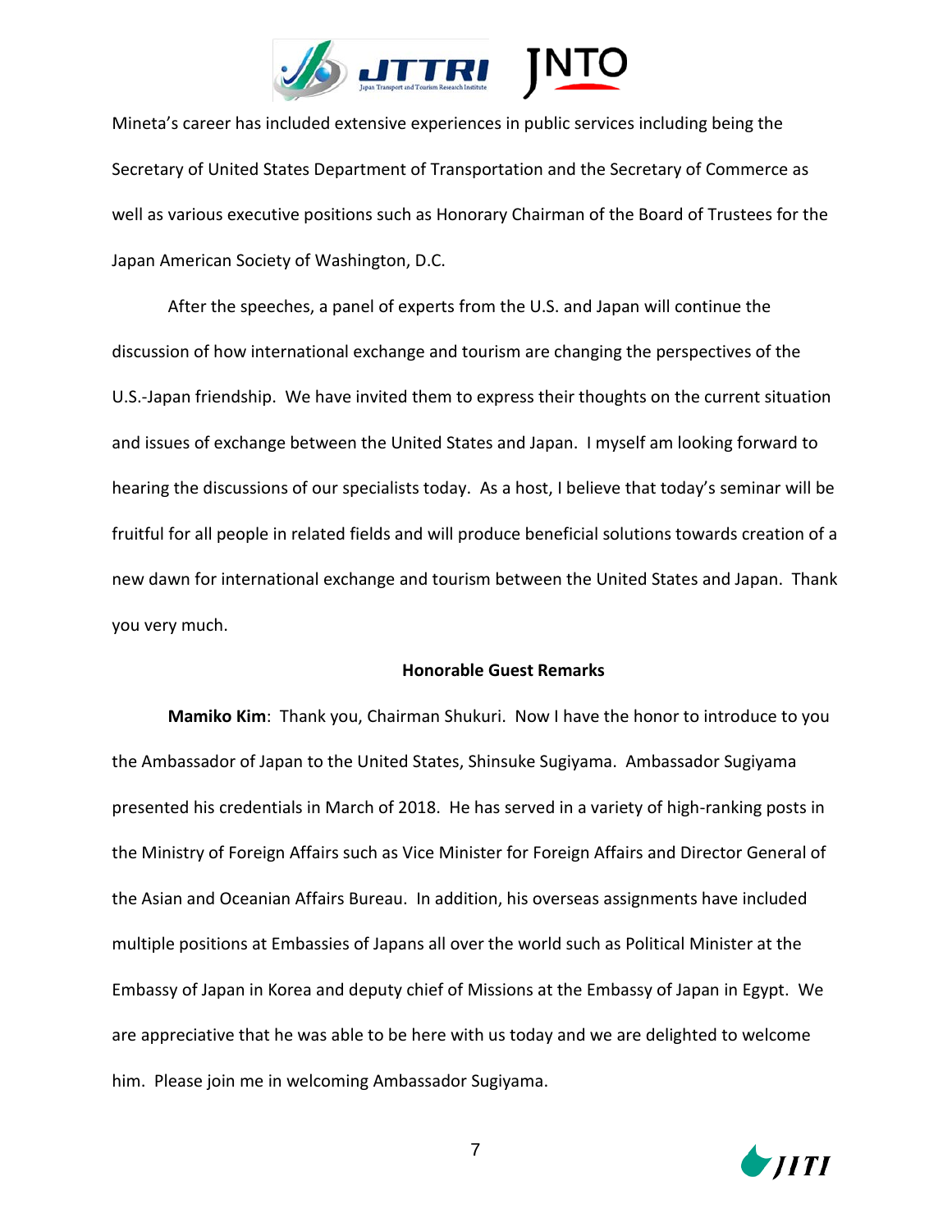Mineta's career has included extensive experiences in public services including being the Secretary of United States Department of Transportation and the Secretary of Commerce as well as various executive positions such as Honorary Chairman of the Board of Trustees for the Japan American Society of Washington, D.C.

After the speeches, a panel of experts from the U.S. and Japan will continue the discussion of how international exchange and tourism are changing the perspectives of the U.S.-Japan friendship. We have invited them to express their thoughts on the current situation and issues of exchange between the United States and Japan. I myself am looking forward to hearing the discussions of our specialists today. As a host, I believe that today's seminar will be fruitful for all people in related fields and will produce beneficial solutions towards creation of a new dawn for international exchange and tourism between the United States and Japan. Thank you very much.

## Honorable Guest Remarks

**Mamiko Kim**: Thank you, Chairman Shukuri. Now I have the honor to introduce to you the Ambassador of Japan to the United States, Shinsuke Sugiyama. Ambassador Sugiyama presented his credentials in March of 2018. He has served in a variety of high-ranking posts in the Ministry of Foreign Affairs such as Vice Minister for Foreign Affairs and Director General of the Asian and Oceanian Affairs Bureau. In addition, his overseas assignments have included multiple positions at Embassies of Japans all over the world such as Political Minister at the Embassy of Japan in Korea and deputy chief of Missions at the Embassy of Japan in Egypt. We are appreciative that he was able to be here with us today and we are delighted to welcome him. Please join me in welcoming Ambassador Sugiyama.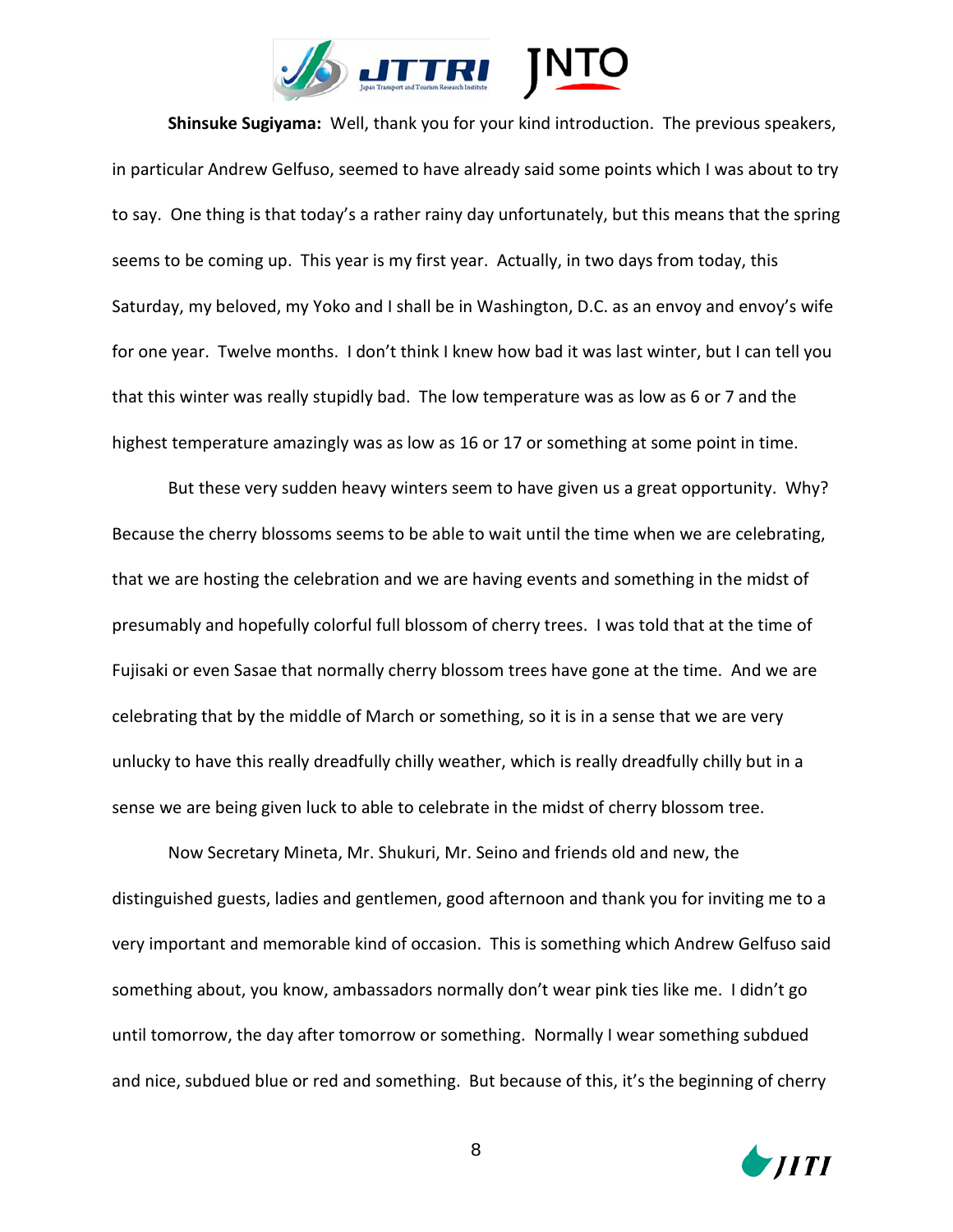**Shinsuke Sugiyama:** Well, thank you for your kind introduction. The previous speakers, in particular Andrew Gelfuso, seemed to have already said some points which I was about to try to say. One thing is that today's a rather rainy day unfortunately, but this means that the spring seems to be coming up. This year is my first year. Actually, in two days from today, this Saturday, my beloved, my Yoko and I shall be in Washington, D.C. as an envoy and envoy's wife for one year. Twelve months. I don't think I knew how bad it was last winter, but I can tell you that this winter was really stupidly bad. The low temperature was as low as 6 or 7 and the highest temperature amazingly was as low as 16 or 17 or something at some point in time.

But these very sudden heavy winters seem to have given us a great opportunity. Why? Because the cherry blossoms seems to be able to wait until the time when we are celebrating, that we are hosting the celebration and we are having events and something in the midst of presumably and hopefully colorful full blossom of cherry trees. I was told that at the time of Fujisaki or even Sasae that normally cherry blossom trees have gone at the time. And we are celebrating that by the middle of March or something, so it is in a sense that we are very unlucky to have this really dreadfully chilly weather, which is really dreadfully chilly but in a sense we are being given luck to able to celebrate in the midst of cherry blossom tree.

Now Secretary Mineta, Mr. Shukuri, Mr. Seino and friends old and new, the distinguished guests, ladies and gentlemen, good afternoon and thank you for inviting me to a very important and memorable kind of occasion. This is something which Andrew Gelfuso said something about, you know, ambassadors normally don't wear pink ties like me. I didn't go until tomorrow, the day after tomorrow or something. Normally I wear something subdued and nice, subdued blue or red and something. But because of this, it's the beginning of cherry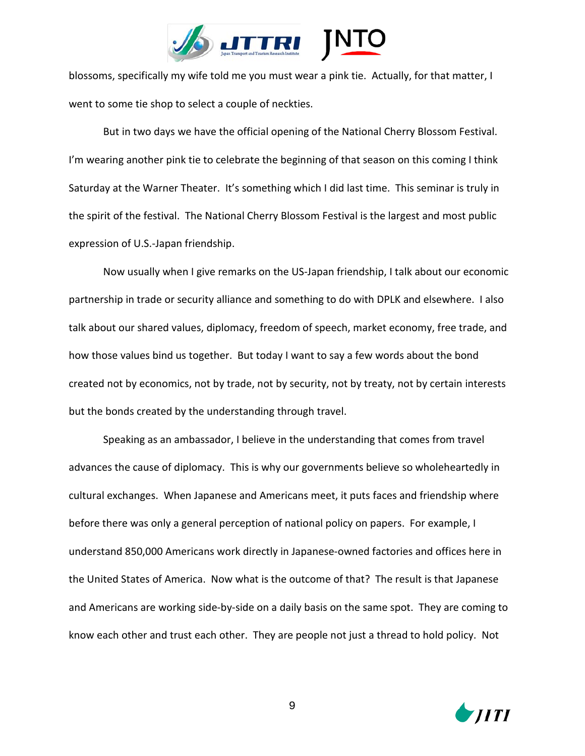blossoms, specifically my wife told me you must wear a pink tie. Actually, for that matter, I went to some tie shop to select a couple of neckties.

But in two days we have the official opening of the National Cherry Blossom Festival. I'm wearing another pink tie to celebrate the beginning of that season on this coming I think Saturday at the Warner Theater. It's something which I did last time. This seminar is truly in the spirit of the festival. The National Cherry Blossom Festival is the largest and most public expression of U.S.-Japan friendship.

Now usually when I give remarks on the US-Japan friendship, I talk about our economic partnership in trade or security alliance and something to do with DPLK and elsewhere. I also talk about our shared values, diplomacy, freedom of speech, market economy, free trade, and how those values bind us together. But today I want to say a few words about the bond created not by economics, not by trade, not by security, not by treaty, not by certain interests but the bonds created by the understanding through travel.

Speaking as an ambassador, I believe in the understanding that comes from travel advances the cause of diplomacy. This is why our governments believe so wholeheartedly in cultural exchanges. When Japanese and Americans meet, it puts faces and friendship where before there was only a general perception of national policy on papers. For example, I understand 850,000 Americans work directly in Japanese-owned factories and offices here in the United States of America. Now what is the outcome of that? The result is that Japanese and Americans are working side-by-side on a daily basis on the same spot. They are coming to know each other and trust each other. They are people not just a thread to hold policy. Not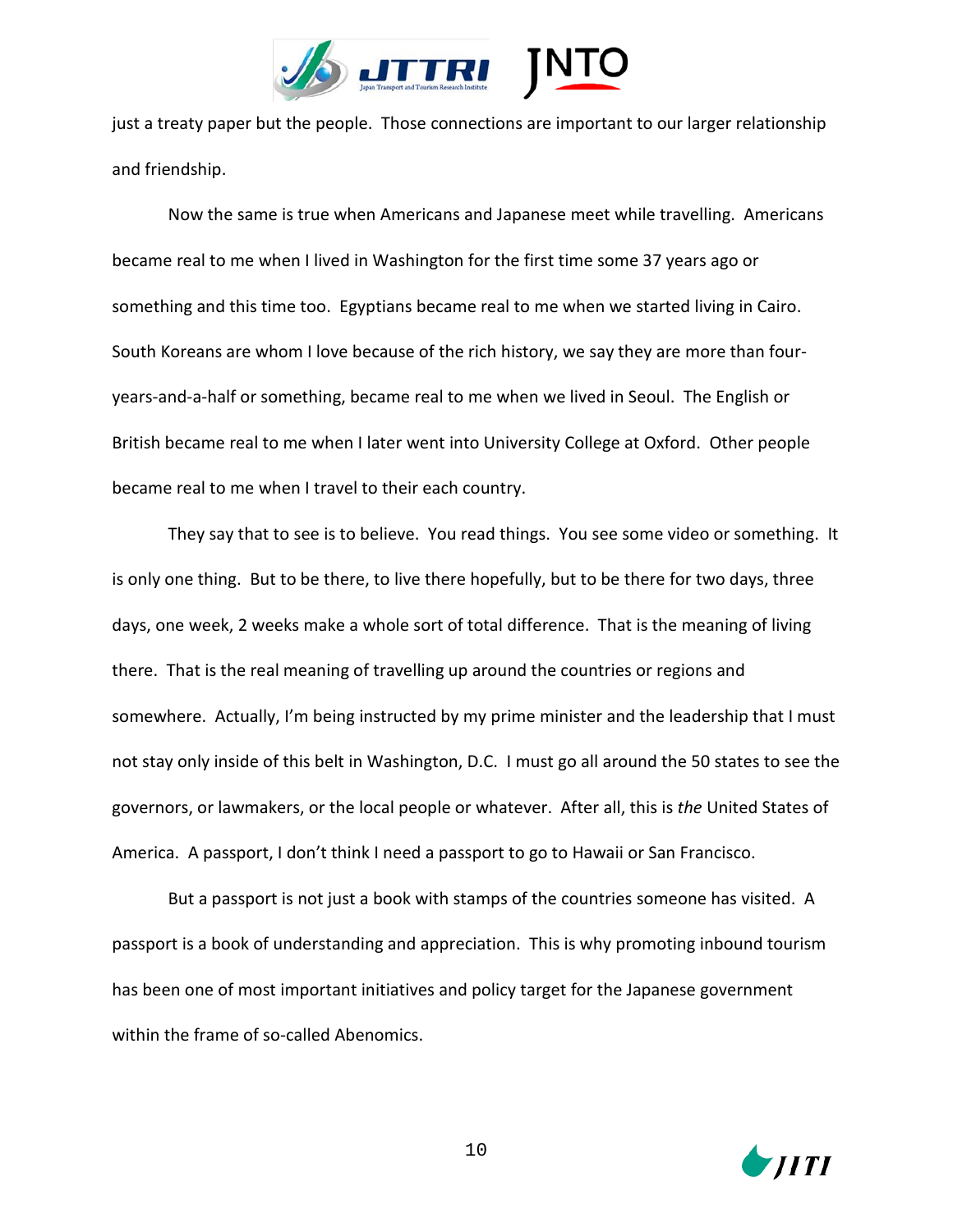just a treaty paper but the people. Those connections are important to our larger relationship and friendship.

Now the same is true when Americans and Japanese meet while travelling. Americans became real to me when I lived in Washington for the first time some 37 years ago or something and this time too. Egyptians became real to me when we started living in Cairo. South Koreans are whom I love because of the rich history, we say they are more than four-years-and-a-half or something, became real to me when we lived in Seoul. The English or British became real to me when I later went into University College at Oxford. Other people became real to me when I travel to their each country.

They say that to see is to believe. You read things. You see some video or something. It is only one thing. But to be there, to live there hopefully, but to be there for two days, three days, one week, 2 weeks make a whole sort of total difference. That is the meaning of living there. That is the real meaning of travelling up around the countries or regions and somewhere. Actually, I'm being instructed by my prime minister and the leadership that I must not stay only inside of this belt in Washington, D.C. I must go all around the 50 states to see the governors, or lawmakers, or the local people or whatever. After all, this is *the* United States of America. A passport, I don't think I need a passport to go to Hawaii or San Francisco.

But a passport is not just a book with stamps of the countries someone has visited. A passport is a book of understanding and appreciation. This is why promoting inbound tourism has been one of most important initiatives and policy target for the Japanese government within the frame of so-called Abenomics.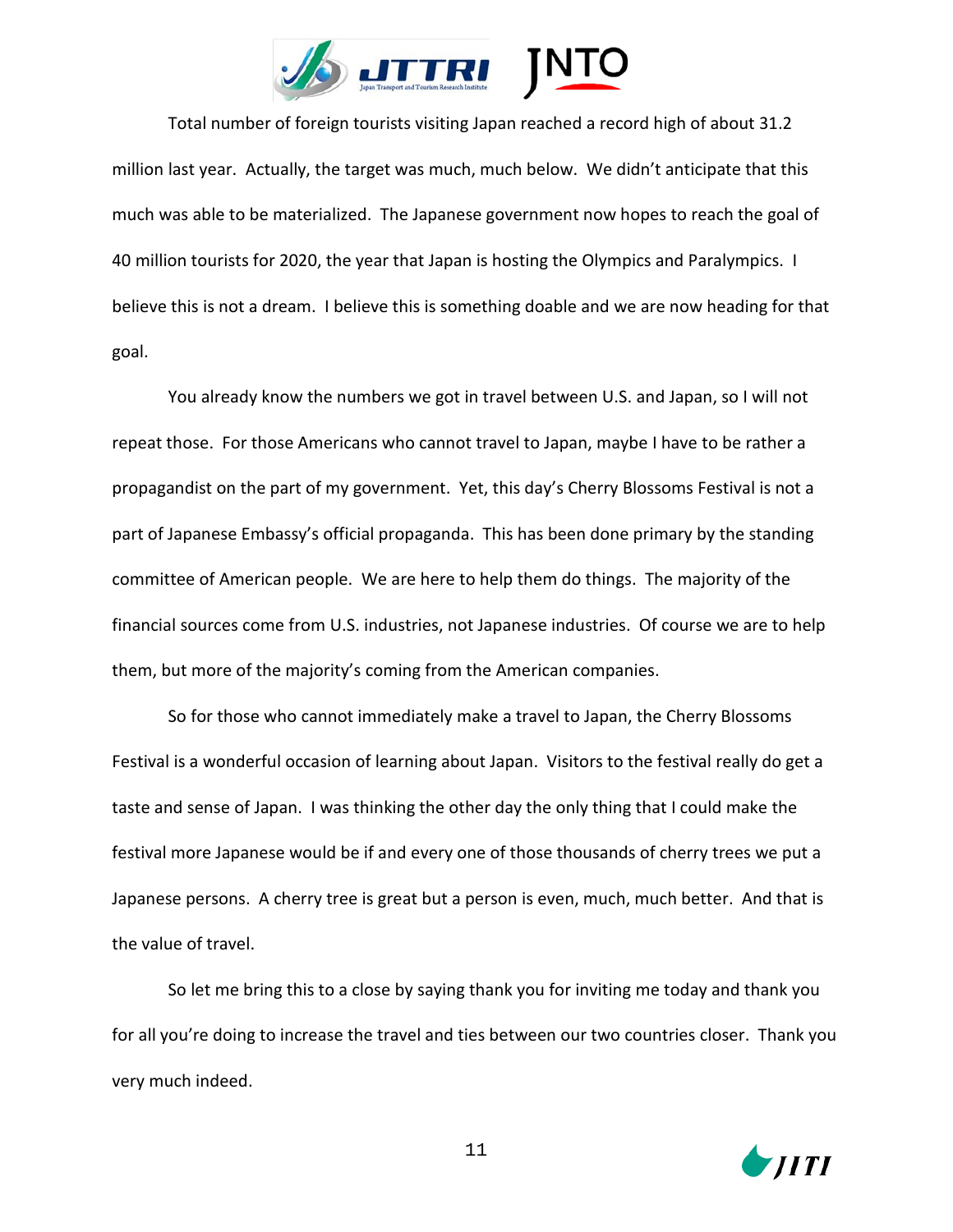Total number of foreign tourists visiting Japan reached a record high of about 31.2 million last year. Actually, the target was much, much below. We didn't anticipate that this much was able to be materialized. The Japanese government now hopes to reach the goal of 40 million tourists for 2020, the year that Japan is hosting the Olympics and Paralympics. I believe this is not a dream. I believe this is something doable and we are now heading for that goal.

You already know the numbers we got in travel between U.S. and Japan, so I will not repeat those. For those Americans who cannot travel to Japan, maybe I have to be rather a propagandist on the part of my government. Yet, this day's Cherry Blossoms Festival is not a part of Japanese Embassy's official propaganda. This has been done primary by the standing committee of American people. We are here to help them do things. The majority of the financial sources come from U.S. industries, not Japanese industries. Of course we are to help them, but more of the majority's coming from the American companies.

So for those who cannot immediately make a travel to Japan, the Cherry Blossoms Festival is a wonderful occasion of learning about Japan. Visitors to the festival really do get a taste and sense of Japan. I was thinking the other day the only thing that I could make the festival more Japanese would be if and every one of those thousands of cherry trees we put a Japanese persons. A cherry tree is great but a person is even, much, much better. And that is the value of travel.

So let me bring this to a close by saying thank you for inviting me today and thank you for all you're doing to increase the travel and ties between our two countries closer. Thank you very much indeed.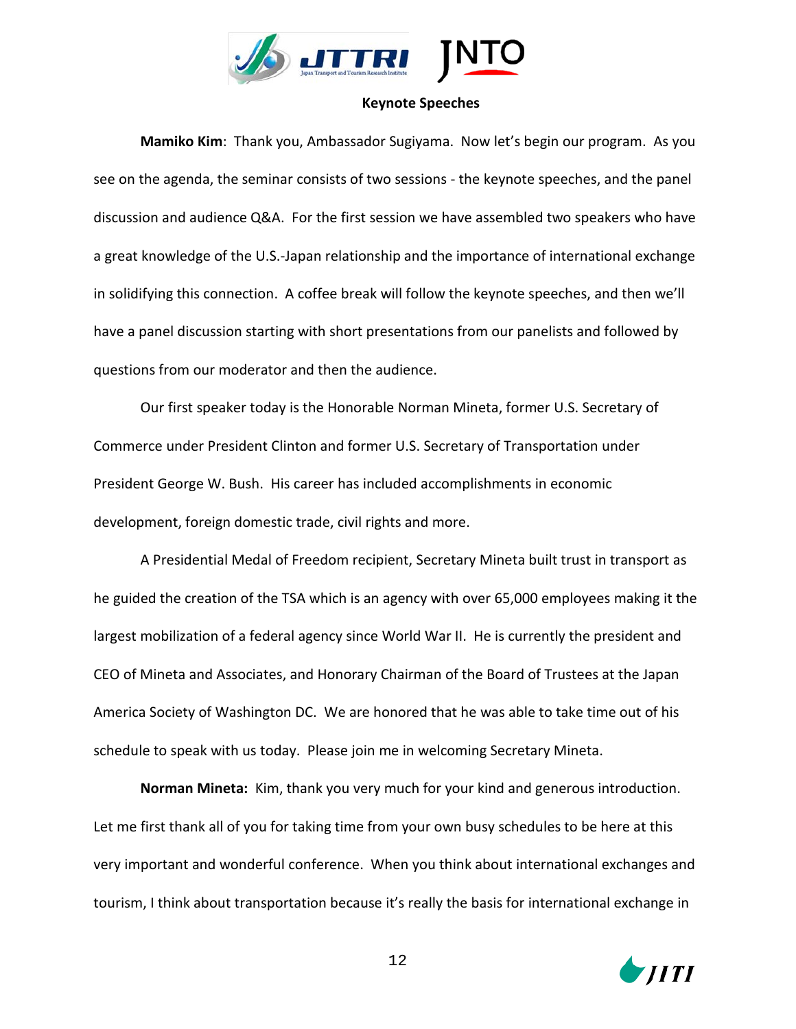## Keynote Speeches

**Mamiko Kim**: Thank you, Ambassador Sugiyama. Now let's begin our program. As you see on the agenda, the seminar consists of two sessions - the keynote speeches, and the panel discussion and audience Q&A. For the first session we have assembled two speakers who have a great knowledge of the U.S.-Japan relationship and the importance of international exchange in solidifying this connection. A coffee break will follow the keynote speeches, and then we'll have a panel discussion starting with short presentations from our panelists and followed by questions from our moderator and then the audience.

Our first speaker today is the Honorable Norman Mineta, former U.S. Secretary of Commerce under President Clinton and former U.S. Secretary of Transportation under President George W. Bush. His career has included accomplishments in economic development, foreign domestic trade, civil rights and more.

A Presidential Medal of Freedom recipient, Secretary Mineta built trust in transport as he guided the creation of the TSA which is an agency with over 65,000 employees making it the largest mobilization of a federal agency since World War II. He is currently the president and CEO of Mineta and Associates, and Honorary Chairman of the Board of Trustees at the Japan America Society of Washington DC. We are honored that he was able to take time out of his schedule to speak with us today. Please join me in welcoming Secretary Mineta.

**Norman Mineta:** Kim, thank you very much for your kind and generous introduction. Let me first thank all of you for taking time from your own busy schedules to be here at this very important and wonderful conference. When you think about international exchanges and tourism, I think about transportation because it's really the basis for international exchange in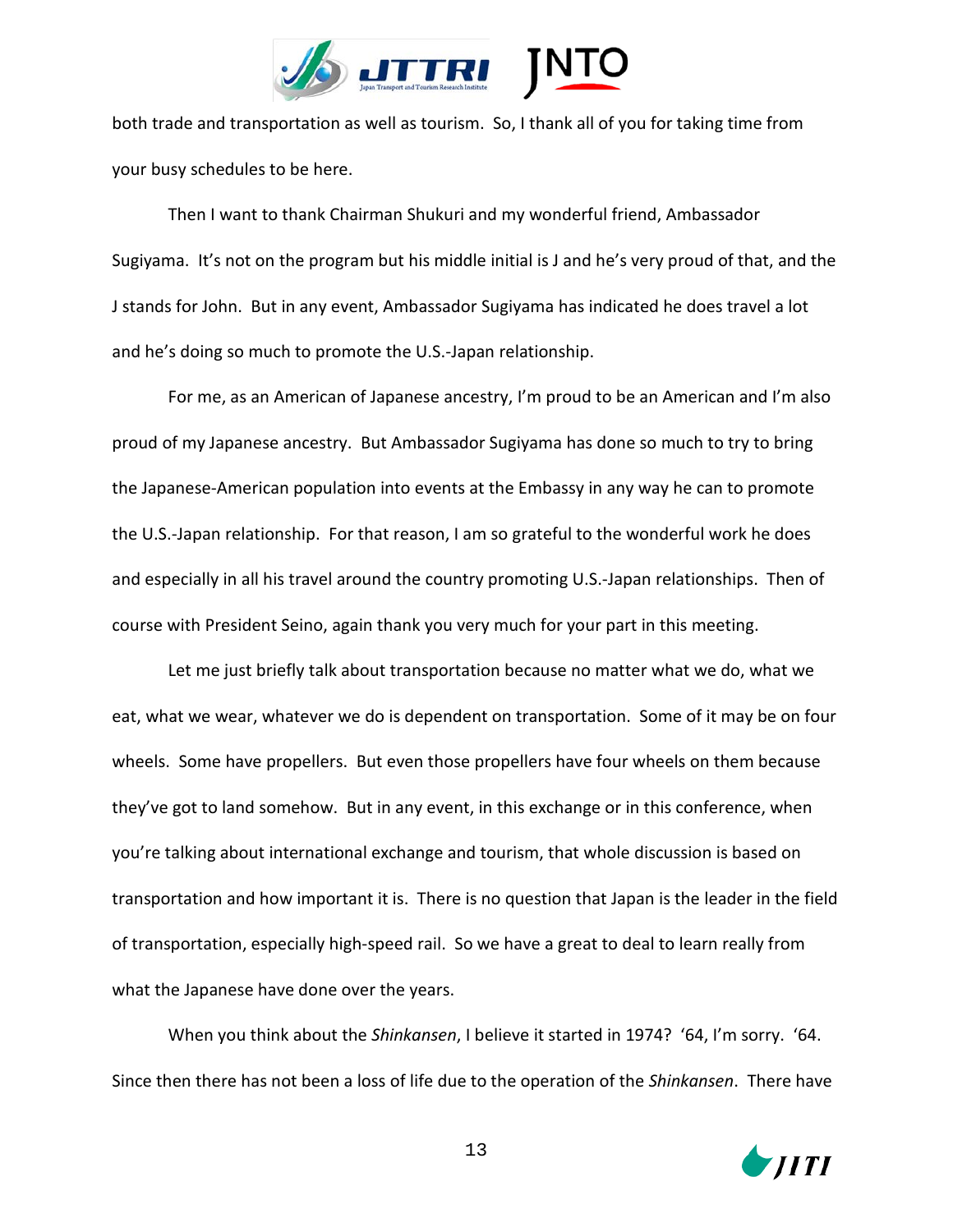both trade and transportation as well as tourism. So, I thank all of you for taking time from your busy schedules to be here.

Then I want to thank Chairman Shukuri and my wonderful friend, Ambassador Sugiyama. It's not on the program but his middle initial is J and he's very proud of that, and the J stands for John. But in any event, Ambassador Sugiyama has indicated he does travel a lot and he's doing so much to promote the U.S.-Japan relationship.

For me, as an American of Japanese ancestry, I'm proud to be an American and I'm also proud of my Japanese ancestry. But Ambassador Sugiyama has done so much to try to bring the Japanese-American population into events at the Embassy in any way he can to promote the U.S.-Japan relationship. For that reason, I am so grateful to the wonderful work he does and especially in all his travel around the country promoting U.S.-Japan relationships. Then of course with President Seino, again thank you very much for your part in this meeting.

Let me just briefly talk about transportation because no matter what we do, what we eat, what we wear, whatever we do is dependent on transportation. Some of it may be on four wheels. Some have propellers. But even those propellers have four wheels on them because they've got to land somehow. But in any event, in this exchange or in this conference, when you're talking about international exchange and tourism, that whole discussion is based on transportation and how important it is. There is no question that Japan is the leader in the field of transportation, especially high-speed rail. So we have a great to deal to learn really from what the Japanese have done over the years.

When you think about the *Shinkansen*, I believe it started in 1974? '64, I'm sorry. '64. Since then there has not been a loss of life due to the operation of the *Shinkansen*. There have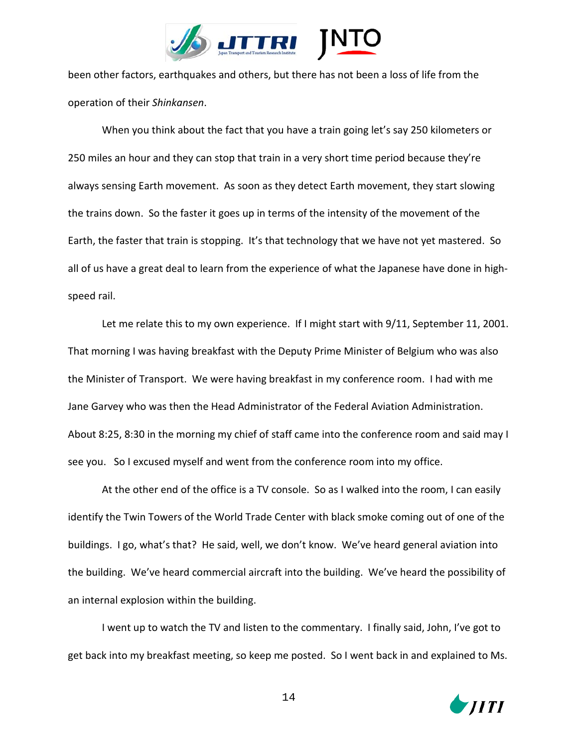been other factors, earthquakes and others, but there has not been a loss of life from the operation of their *Shinkansen*.

When you think about the fact that you have a train going let's say 250 kilometers or 250 miles an hour and they can stop that train in a very short time period because they're always sensing Earth movement. As soon as they detect Earth movement, they start slowing the trains down. So the faster it goes up in terms of the intensity of the movement of the Earth, the faster that train is stopping. It's that technology that we have not yet mastered. So all of us have a great deal to learn from the experience of what the Japanese have done in high-speed rail.

Let me relate this to my own experience. If I might start with 9/11, September 11, 2001. That morning I was having breakfast with the Deputy Prime Minister of Belgium who was also the Minister of Transport. We were having breakfast in my conference room. I had with me Jane Garvey who was then the Head Administrator of the Federal Aviation Administration. About 8:25, 8:30 in the morning my chief of staff came into the conference room and said may I see you. So I excused myself and went from the conference room into my office.

At the other end of the office is a TV console. So as I walked into the room, I can easily identify the Twin Towers of the World Trade Center with black smoke coming out of one of the buildings. I go, what's that? He said, well, we don't know. We've heard general aviation into the building. We've heard commercial aircraft into the building. We've heard the possibility of an internal explosion within the building.

I went up to watch the TV and listen to the commentary. I finally said, John, I've got to get back into my breakfast meeting, so keep me posted. So I went back in and explained to Ms.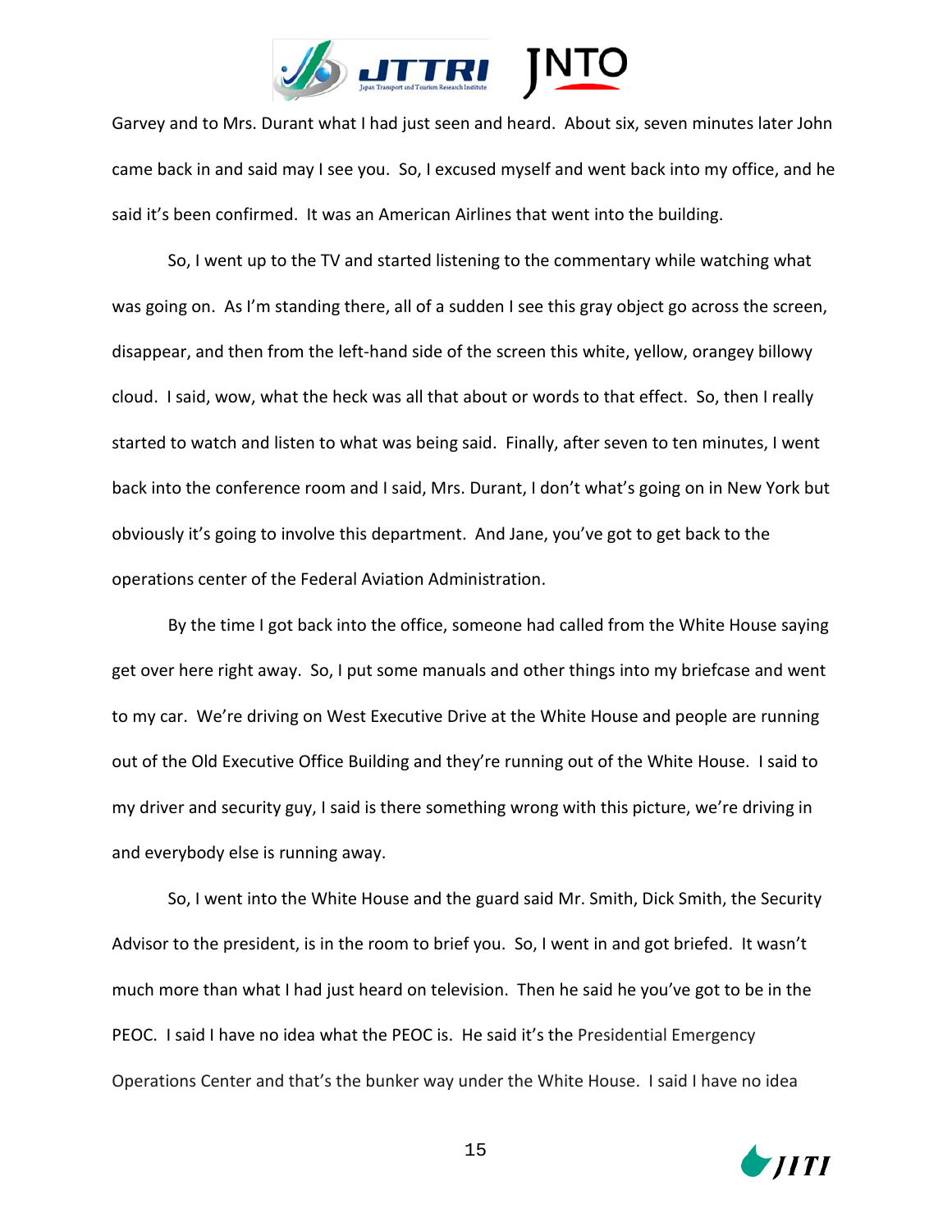Garvey and to Mrs. Durant what I had just seen and heard. About six, seven minutes later John came back in and said may I see you. So, I excused myself and went back into my office, and he said it's been confirmed. It was an American Airlines that went into the building.

So, I went up to the TV and started listening to the commentary while watching what was going on. As I'm standing there, all of a sudden I see this gray object go across the screen, disappear, and then from the left-hand side of the screen this white, yellow, orangey billowy cloud. I said, wow, what the heck was all that about or words to that effect. So, then I really started to watch and listen to what was being said. Finally, after seven to ten minutes, I went back into the conference room and I said, Mrs. Durant, I don't what's going on in New York but obviously it's going to involve this department. And Jane, you've got to get back to the operations center of the Federal Aviation Administration.

By the time I got back into the office, someone had called from the White House saying get over here right away. So, I put some manuals and other things into my briefcase and went to my car. We're driving on West Executive Drive at the White House and people are running out of the Old Executive Office Building and they're running out of the White House. I said to my driver and security guy, I said is there something wrong with this picture, we're driving in and everybody else is running away.

So, I went into the White House and the guard said Mr. Smith, Dick Smith, the Security Advisor to the president, is in the room to brief you. So, I went in and got briefed. It wasn't much more than what I had just heard on television. Then he said he you've got to be in the PEOC. I said I have no idea what the PEOC is. He said it's the Presidential Emergency Operations Center and that's the bunker way under the White House. I said I have no idea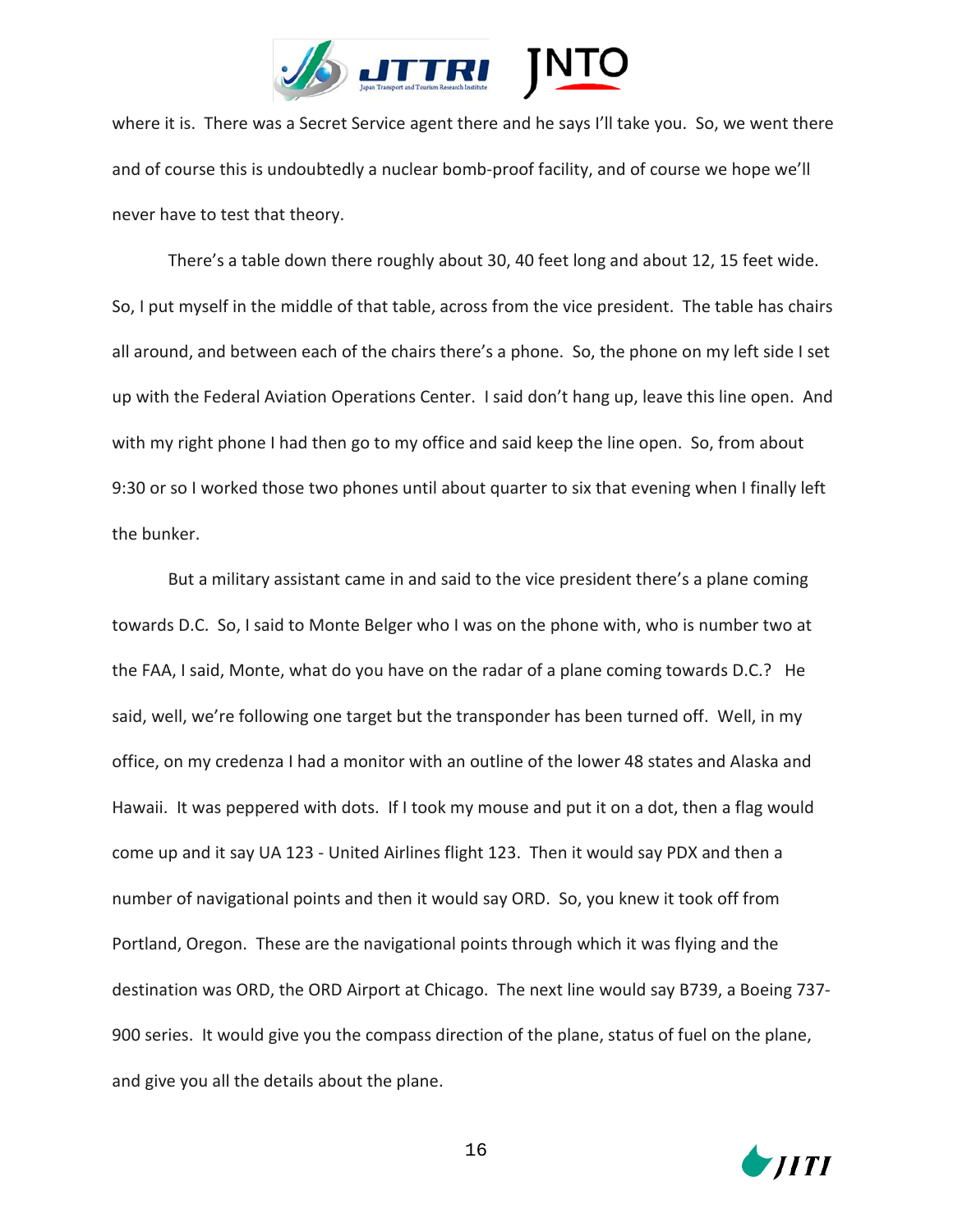where it is. There was a Secret Service agent there and he says I'll take you. So, we went there and of course this is undoubtedly a nuclear bomb-proof facility, and of course we hope we'll never have to test that theory.

There's a table down there roughly about 30, 40 feet long and about 12, 15 feet wide. So, I put myself in the middle of that table, across from the vice president. The table has chairs all around, and between each of the chairs there's a phone. So, the phone on my left side I set up with the Federal Aviation Operations Center. I said don't hang up, leave this line open. And with my right phone I had then go to my office and said keep the line open. So, from about 9:30 or so I worked those two phones until about quarter to six that evening when I finally left the bunker.

But a military assistant came in and said to the vice president there's a plane coming towards D.C. So, I said to Monte Belger who I was on the phone with, who is number two at the FAA, I said, Monte, what do you have on the radar of a plane coming towards D.C.? He said, well, we're following one target but the transponder has been turned off. Well, in my office, on my credenza I had a monitor with an outline of the lower 48 states and Alaska and Hawaii. It was peppered with dots. If I took my mouse and put it on a dot, then a flag would come up and it say UA 123 - United Airlines flight 123. Then it would say PDX and then a number of navigational points and then it would say ORD. So, you knew it took off from Portland, Oregon. These are the navigational points through which it was flying and the destination was ORD, the ORD Airport at Chicago. The next line would say B739, a Boeing 737-900 series. It would give you the compass direction of the plane, status of fuel on the plane, and give you all the details about the plane.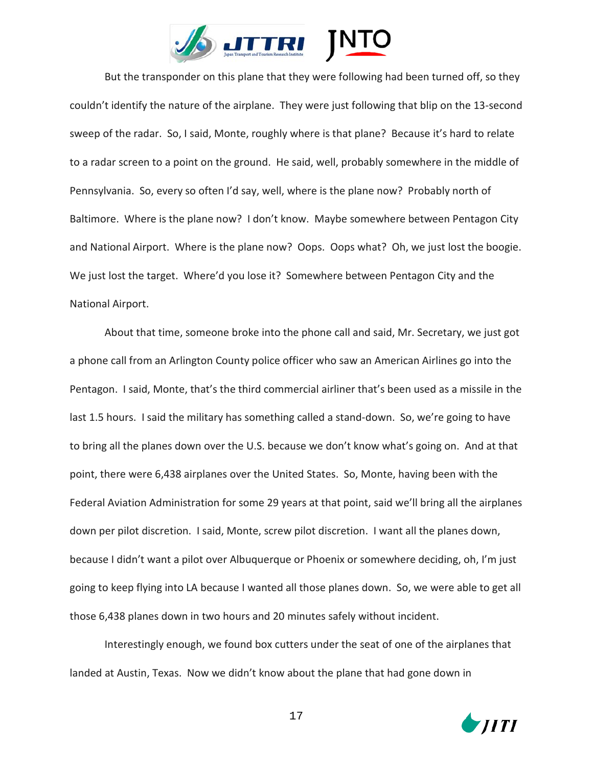But the transponder on this plane that they were following had been turned off, so they couldn't identify the nature of the airplane. They were just following that blip on the 13-second sweep of the radar. So, I said, Monte, roughly where is that plane? Because it's hard to relate to a radar screen to a point on the ground. He said, well, probably somewhere in the middle of Pennsylvania. So, every so often I'd say, well, where is the plane now? Probably north of Baltimore. Where is the plane now? I don't know. Maybe somewhere between Pentagon City and National Airport. Where is the plane now? Oops. Oops what? Oh, we just lost the boogie. We just lost the target. Where'd you lose it? Somewhere between Pentagon City and the National Airport.

About that time, someone broke into the phone call and said, Mr. Secretary, we just got a phone call from an Arlington County police officer who saw an American Airlines go into the Pentagon. I said, Monte, that's the third commercial airliner that's been used as a missile in the last 1.5 hours. I said the military has something called a stand-down. So, we're going to have to bring all the planes down over the U.S. because we don't know what's going on. And at that point, there were 6,438 airplanes over the United States. So, Monte, having been with the Federal Aviation Administration for some 29 years at that point, said we'll bring all the airplanes down per pilot discretion. I said, Monte, screw pilot discretion. I want all the planes down, because I didn't want a pilot over Albuquerque or Phoenix or somewhere deciding, oh, I'm just going to keep flying into LA because I wanted all those planes down. So, we were able to get all those 6,438 planes down in two hours and 20 minutes safely without incident.

Interestingly enough, we found box cutters under the seat of one of the airplanes that landed at Austin, Texas. Now we didn't know about the plane that had gone down in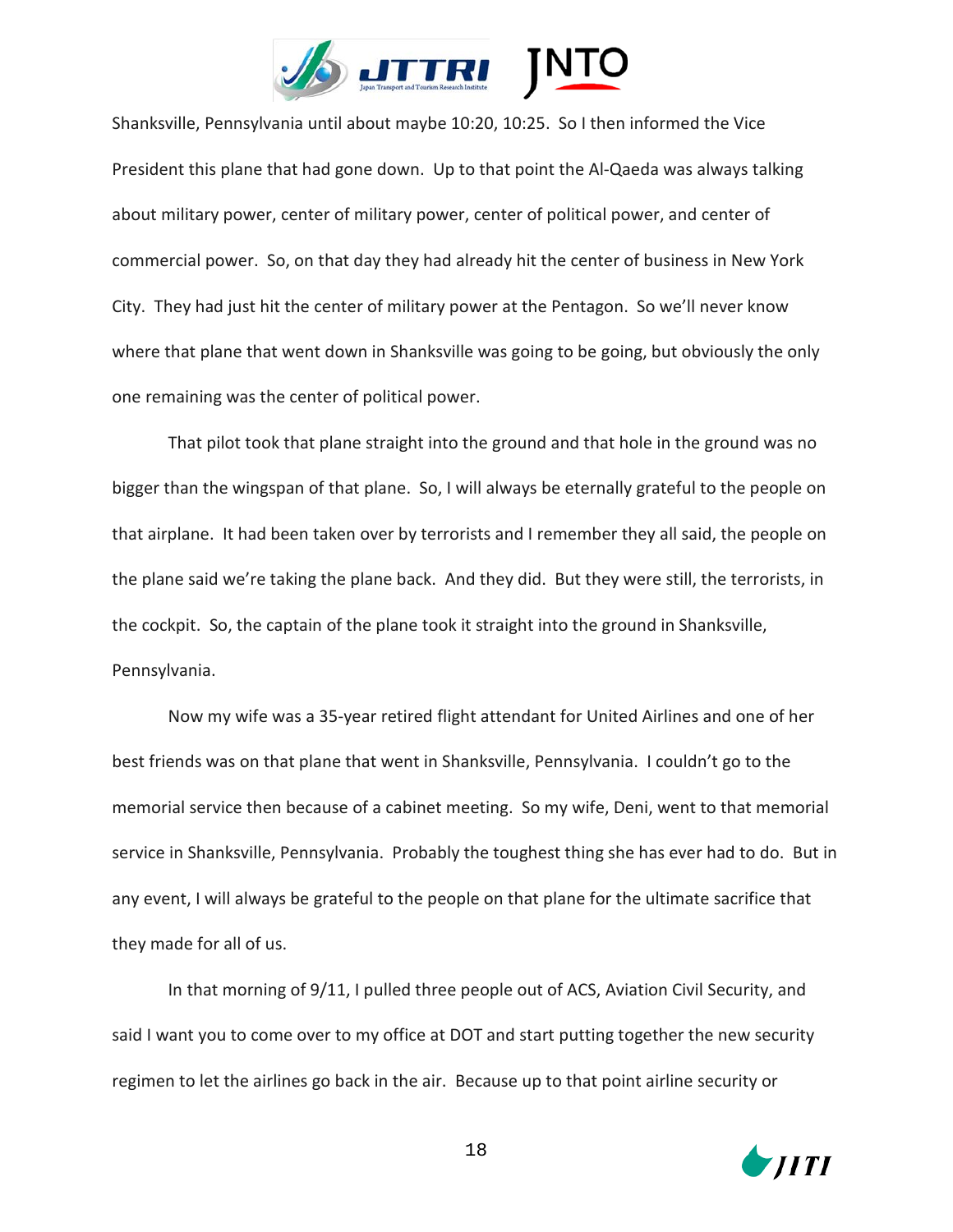Shanksville, Pennsylvania until about maybe 10:20, 10:25. So I then informed the Vice President this plane that had gone down. Up to that point the Al-Qaeda was always talking about military power, center of military power, center of political power, and center of commercial power. So, on that day they had already hit the center of business in New York City. They had just hit the center of military power at the Pentagon. So we'll never know where that plane that went down in Shanksville was going to be going, but obviously the only one remaining was the center of political power.

That pilot took that plane straight into the ground and that hole in the ground was no bigger than the wingspan of that plane. So, I will always be eternally grateful to the people on that airplane. It had been taken over by terrorists and I remember they all said, the people on the plane said we're taking the plane back. And they did. But they were still, the terrorists, in the cockpit. So, the captain of the plane took it straight into the ground in Shanksville, Pennsylvania.

Now my wife was a 35-year retired flight attendant for United Airlines and one of her best friends was on that plane that went in Shanksville, Pennsylvania. I couldn't go to the memorial service then because of a cabinet meeting. So my wife, Deni, went to that memorial service in Shanksville, Pennsylvania. Probably the toughest thing she has ever had to do. But in any event, I will always be grateful to the people on that plane for the ultimate sacrifice that they made for all of us.

In that morning of 9/11, I pulled three people out of ACS, Aviation Civil Security, and said I want you to come over to my office at DOT and start putting together the new security regimen to let the airlines go back in the air. Because up to that point airline security or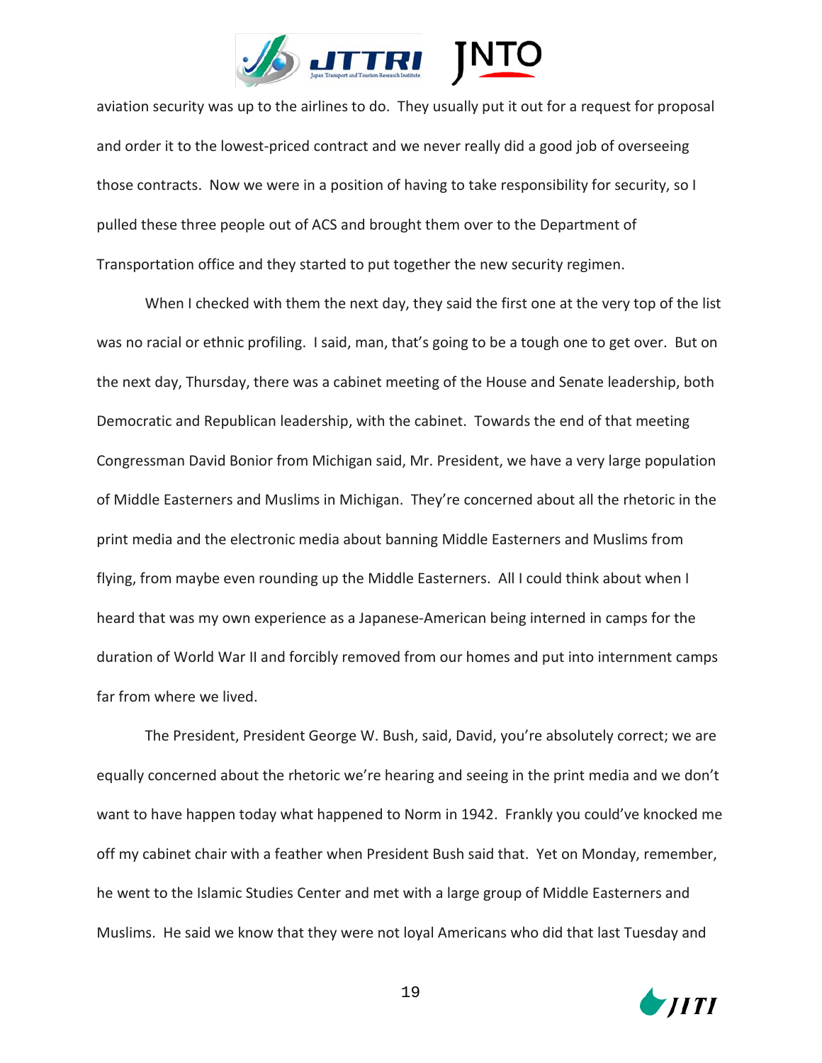aviation security was up to the airlines to do. They usually put it out for a request for proposal and order it to the lowest-priced contract and we never really did a good job of overseeing those contracts. Now we were in a position of having to take responsibility for security, so I pulled these three people out of ACS and brought them over to the Department of Transportation office and they started to put together the new security regimen.

When I checked with them the next day, they said the first one at the very top of the list was no racial or ethnic profiling. I said, man, that's going to be a tough one to get over. But on the next day, Thursday, there was a cabinet meeting of the House and Senate leadership, both Democratic and Republican leadership, with the cabinet. Towards the end of that meeting Congressman David Bonior from Michigan said, Mr. President, we have a very large population of Middle Easterners and Muslims in Michigan. They're concerned about all the rhetoric in the print media and the electronic media about banning Middle Easterners and Muslims from flying, from maybe even rounding up the Middle Easterners. All I could think about when I heard that was my own experience as a Japanese-American being interned in camps for the duration of World War II and forcibly removed from our homes and put into internment camps far from where we lived.

The President, President George W. Bush, said, David, you're absolutely correct; we are equally concerned about the rhetoric we're hearing and seeing in the print media and we don't want to have happen today what happened to Norm in 1942. Frankly you could've knocked me off my cabinet chair with a feather when President Bush said that. Yet on Monday, remember, he went to the Islamic Studies Center and met with a large group of Middle Easterners and Muslims. He said we know that they were not loyal Americans who did that last Tuesday and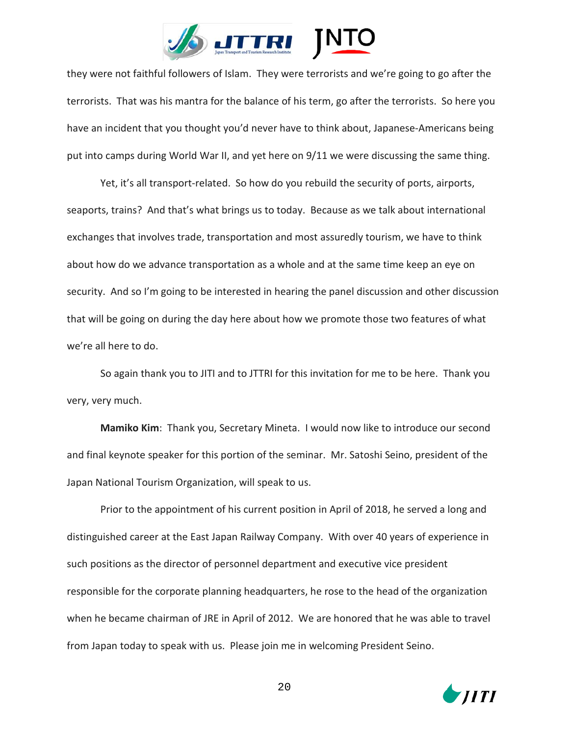they were not faithful followers of Islam. They were terrorists and we're going to go after the terrorists. That was his mantra for the balance of his term, go after the terrorists. So here you have an incident that you thought you'd never have to think about, Japanese-Americans being put into camps during World War II, and yet here on 9/11 we were discussing the same thing.

Yet, it's all transport-related. So how do you rebuild the security of ports, airports, seaports, trains? And that's what brings us to today. Because as we talk about international exchanges that involves trade, transportation and most assuredly tourism, we have to think about how do we advance transportation as a whole and at the same time keep an eye on security. And so I'm going to be interested in hearing the panel discussion and other discussion that will be going on during the day here about how we promote those two features of what we're all here to do.

So again thank you to JITI and to JTTRI for this invitation for me to be here. Thank you very, very much.

**Mamiko Kim**: Thank you, Secretary Mineta. I would now like to introduce our second and final keynote speaker for this portion of the seminar. Mr. Satoshi Seino, president of the Japan National Tourism Organization, will speak to us.

Prior to the appointment of his current position in April of 2018, he served a long and distinguished career at the East Japan Railway Company. With over 40 years of experience in such positions as the director of personnel department and executive vice president responsible for the corporate planning headquarters, he rose to the head of the organization when he became chairman of JRE in April of 2012. We are honored that he was able to travel from Japan today to speak with us. Please join me in welcoming President Seino.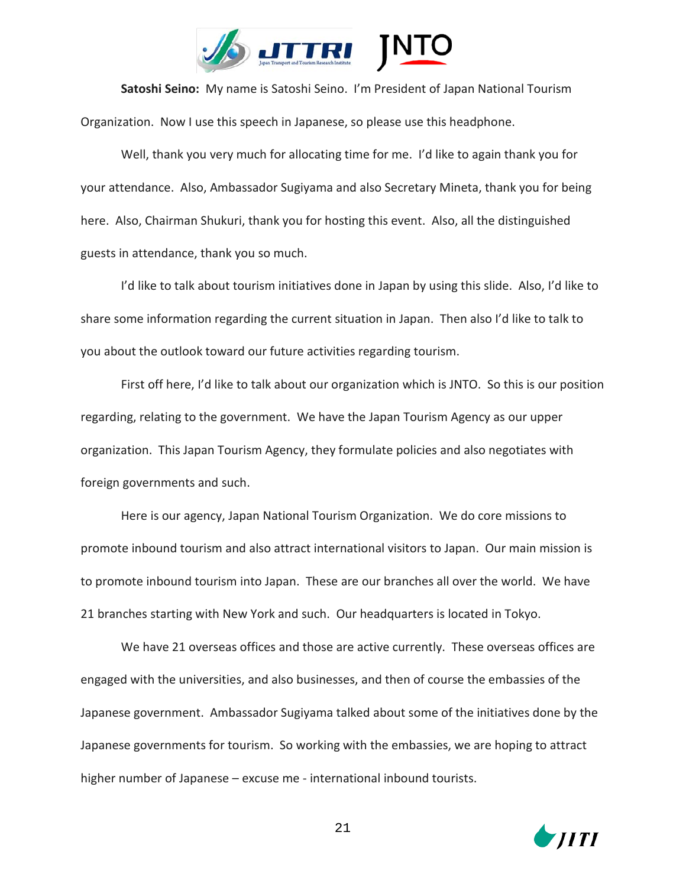**Satoshi Seino:** My name is Satoshi Seino. I'm President of Japan National Tourism Organization. Now I use this speech in Japanese, so please use this headphone.

Well, thank you very much for allocating time for me. I'd like to again thank you for your attendance. Also, Ambassador Sugiyama and also Secretary Mineta, thank you for being here. Also, Chairman Shukuri, thank you for hosting this event. Also, all the distinguished guests in attendance, thank you so much.

I'd like to talk about tourism initiatives done in Japan by using this slide. Also, I'd like to share some information regarding the current situation in Japan. Then also I'd like to talk to you about the outlook toward our future activities regarding tourism.

First off here, I'd like to talk about our organization which is JNTO. So this is our position regarding, relating to the government. We have the Japan Tourism Agency as our upper organization. This Japan Tourism Agency, they formulate policies and also negotiates with foreign governments and such.

Here is our agency, Japan National Tourism Organization. We do core missions to promote inbound tourism and also attract international visitors to Japan. Our main mission is to promote inbound tourism into Japan. These are our branches all over the world. We have 21 branches starting with New York and such. Our headquarters is located in Tokyo.

We have 21 overseas offices and those are active currently. These overseas offices are engaged with the universities, and also businesses, and then of course the embassies of the Japanese government. Ambassador Sugiyama talked about some of the initiatives done by the Japanese governments for tourism. So working with the embassies, we are hoping to attract higher number of Japanese – excuse me - international inbound tourists.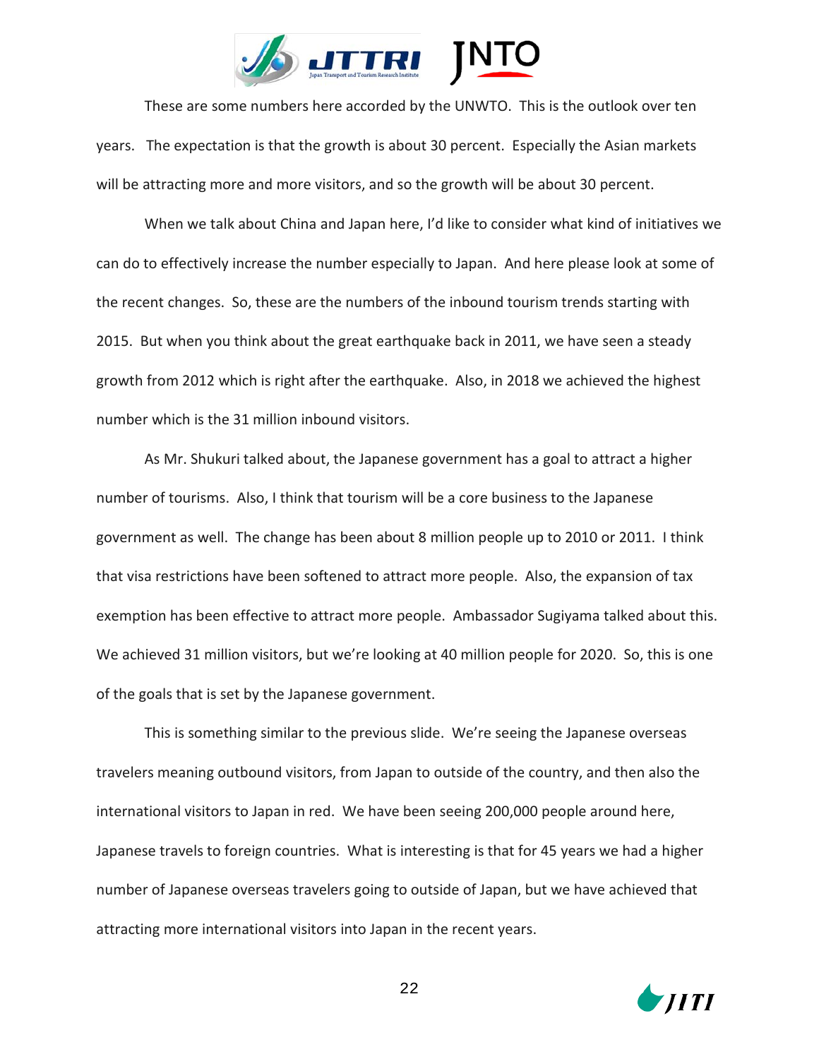These are some numbers here accorded by the UNWTO. This is the outlook over ten years. The expectation is that the growth is about 30 percent. Especially the Asian markets will be attracting more and more visitors, and so the growth will be about 30 percent.

When we talk about China and Japan here, I'd like to consider what kind of initiatives we can do to effectively increase the number especially to Japan. And here please look at some of the recent changes. So, these are the numbers of the inbound tourism trends starting with 2015. But when you think about the great earthquake back in 2011, we have seen a steady growth from 2012 which is right after the earthquake. Also, in 2018 we achieved the highest number which is the 31 million inbound visitors.

As Mr. Shukuri talked about, the Japanese government has a goal to attract a higher number of tourisms. Also, I think that tourism will be a core business to the Japanese government as well. The change has been about 8 million people up to 2010 or 2011. I think that visa restrictions have been softened to attract more people. Also, the expansion of tax exemption has been effective to attract more people. Ambassador Sugiyama talked about this. We achieved 31 million visitors, but we're looking at 40 million people for 2020. So, this is one of the goals that is set by the Japanese government.

This is something similar to the previous slide. We're seeing the Japanese overseas travelers meaning outbound visitors, from Japan to outside of the country, and then also the international visitors to Japan in red. We have been seeing 200,000 people around here, Japanese travels to foreign countries. What is interesting is that for 45 years we had a higher number of Japanese overseas travelers going to outside of Japan, but we have achieved that attracting more international visitors into Japan in the recent years.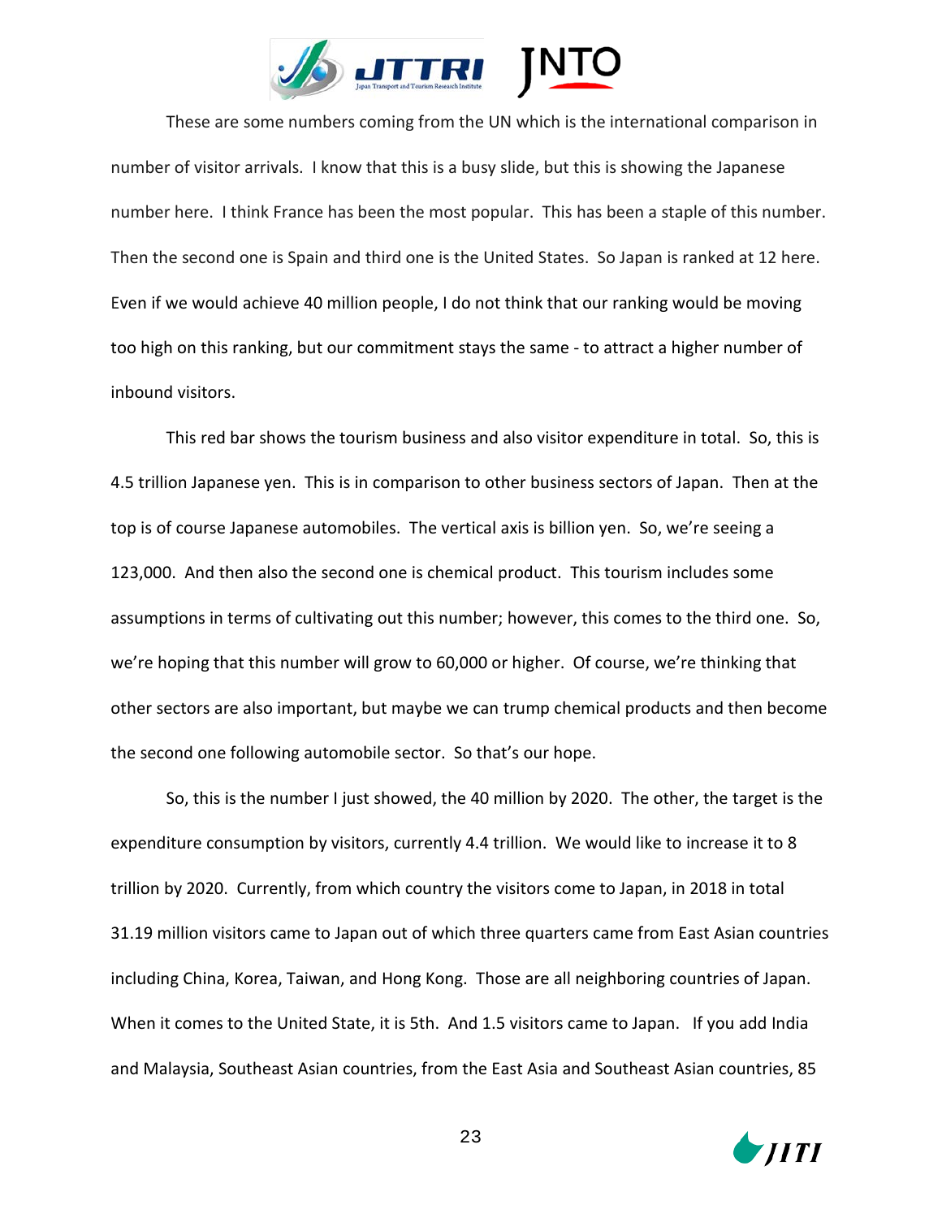These are some numbers coming from the UN which is the international comparison in number of visitor arrivals. I know that this is a busy slide, but this is showing the Japanese number here. I think France has been the most popular. This has been a staple of this number. Then the second one is Spain and third one is the United States. So Japan is ranked at 12 here. Even if we would achieve 40 million people, I do not think that our ranking would be moving too high on this ranking, but our commitment stays the same - to attract a higher number of inbound visitors.

This red bar shows the tourism business and also visitor expenditure in total. So, this is 4.5 trillion Japanese yen. This is in comparison to other business sectors of Japan. Then at the top is of course Japanese automobiles. The vertical axis is billion yen. So, we're seeing a 123,000. And then also the second one is chemical product. This tourism includes some assumptions in terms of cultivating out this number; however, this comes to the third one. So, we're hoping that this number will grow to 60,000 or higher. Of course, we're thinking that other sectors are also important, but maybe we can trump chemical products and then become the second one following automobile sector. So that's our hope.

So, this is the number I just showed, the 40 million by 2020. The other, the target is the expenditure consumption by visitors, currently 4.4 trillion. We would like to increase it to 8 trillion by 2020. Currently, from which country the visitors come to Japan, in 2018 in total 31.19 million visitors came to Japan out of which three quarters came from East Asian countries including China, Korea, Taiwan, and Hong Kong. Those are all neighboring countries of Japan. When it comes to the United State, it is 5th. And 1.5 visitors came to Japan. If you add India and Malaysia, Southeast Asian countries, from the East Asia and Southeast Asian countries, 85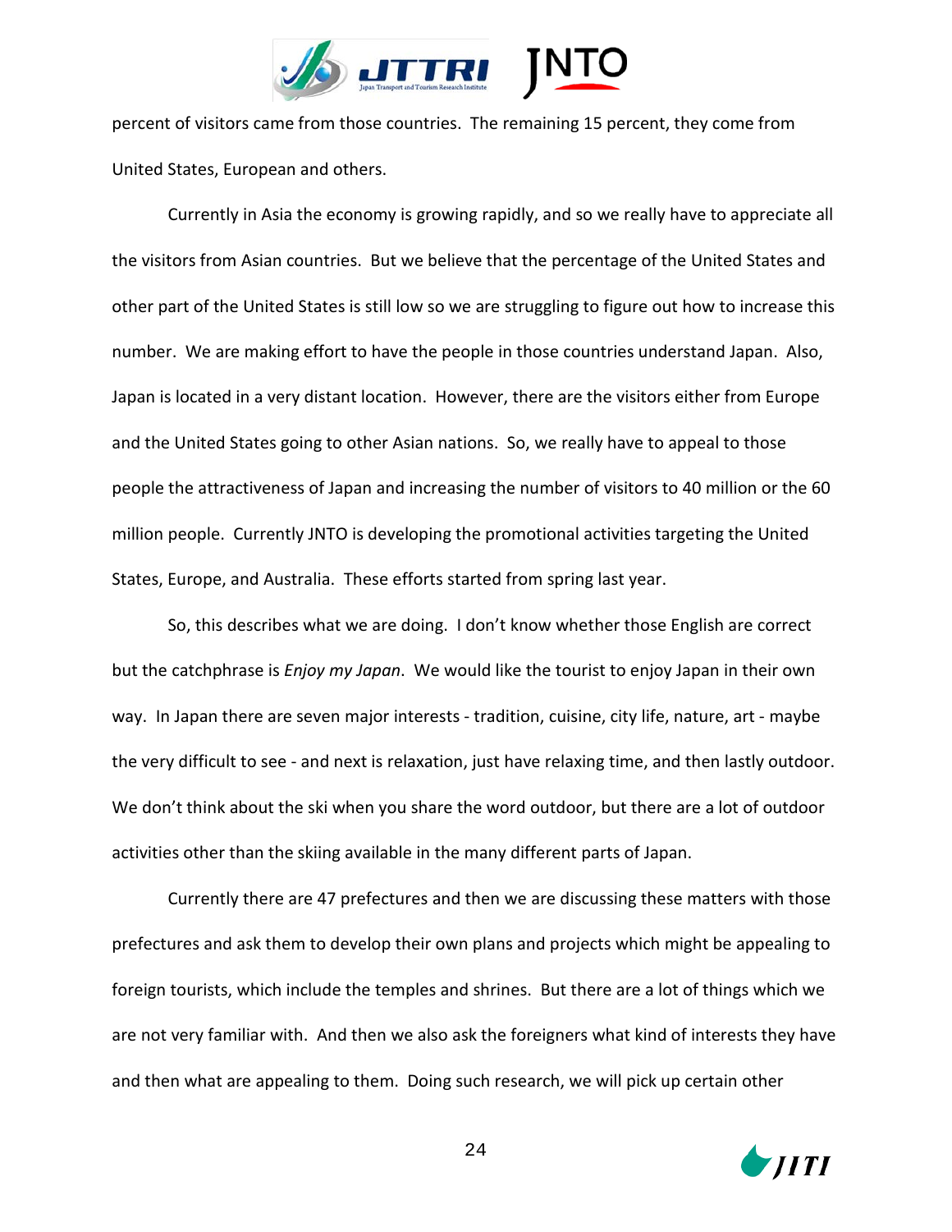percent of visitors came from those countries. The remaining 15 percent, they come from United States, European and others.

Currently in Asia the economy is growing rapidly, and so we really have to appreciate all the visitors from Asian countries. But we believe that the percentage of the United States and other part of the United States is still low so we are struggling to figure out how to increase this number. We are making effort to have the people in those countries understand Japan. Also, Japan is located in a very distant location. However, there are the visitors either from Europe and the United States going to other Asian nations. So, we really have to appeal to those people the attractiveness of Japan and increasing the number of visitors to 40 million or the 60 million people. Currently JNTO is developing the promotional activities targeting the United States, Europe, and Australia. These efforts started from spring last year.

So, this describes what we are doing. I don't know whether those English are correct but the catchphrase is *Enjoy my Japan*. We would like the tourist to enjoy Japan in their own way. In Japan there are seven major interests - tradition, cuisine, city life, nature, art - maybe the very difficult to see - and next is relaxation, just have relaxing time, and then lastly outdoor. We don't think about the ski when you share the word outdoor, but there are a lot of outdoor activities other than the skiing available in the many different parts of Japan.

Currently there are 47 prefectures and then we are discussing these matters with those prefectures and ask them to develop their own plans and projects which might be appealing to foreign tourists, which include the temples and shrines. But there are a lot of things which we are not very familiar with. And then we also ask the foreigners what kind of interests they have and then what are appealing to them. Doing such research, we will pick up certain other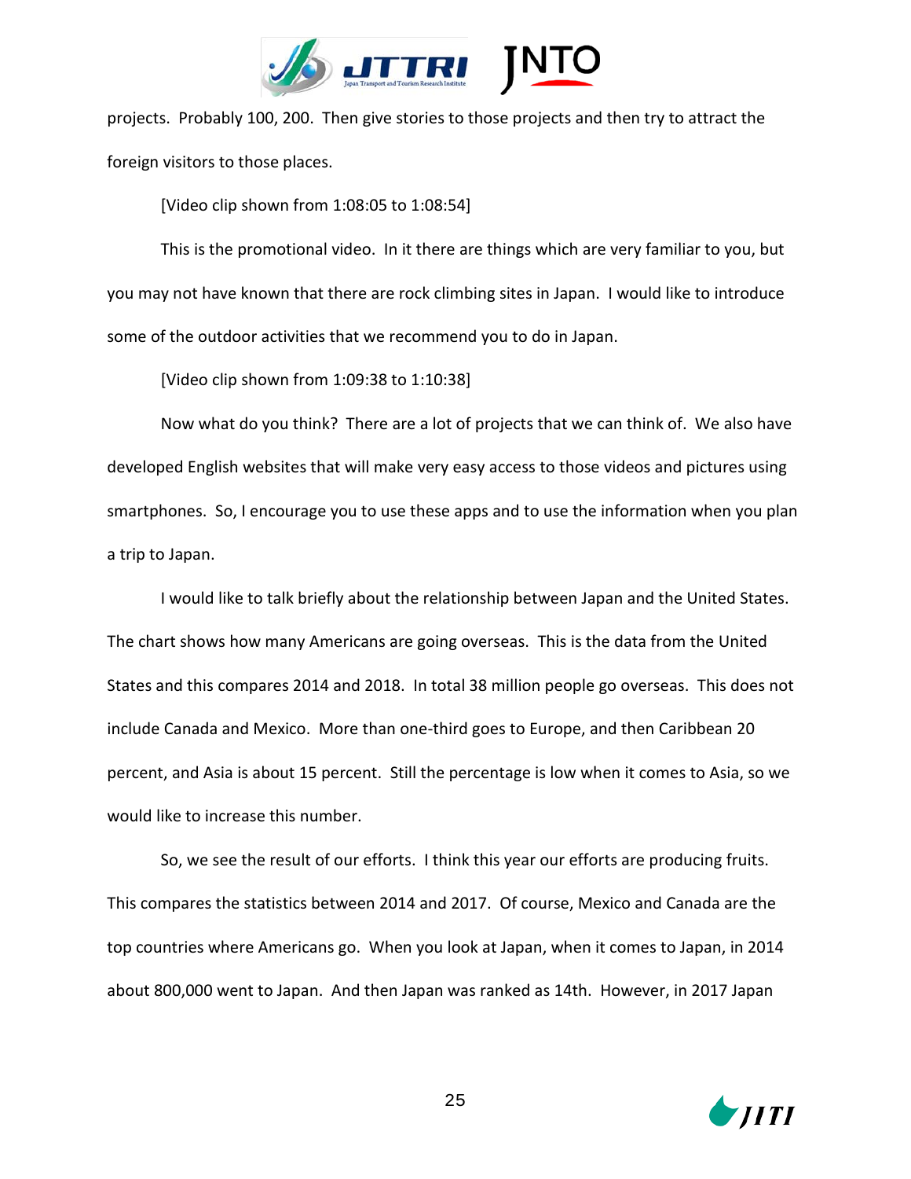projects. Probably 100, 200. Then give stories to those projects and then try to attract the foreign visitors to those places.

[Video clip shown from 1:08:05 to 1:08:54]

This is the promotional video. In it there are things which are very familiar to you, but you may not have known that there are rock climbing sites in Japan. I would like to introduce some of the outdoor activities that we recommend you to do in Japan.

[Video clip shown from 1:09:38 to 1:10:38]

Now what do you think? There are a lot of projects that we can think of. We also have developed English websites that will make very easy access to those videos and pictures using smartphones. So, I encourage you to use these apps and to use the information when you plan a trip to Japan.

I would like to talk briefly about the relationship between Japan and the United States. The chart shows how many Americans are going overseas. This is the data from the United States and this compares 2014 and 2018. In total 38 million people go overseas. This does not include Canada and Mexico. More than one-third goes to Europe, and then Caribbean 20 percent, and Asia is about 15 percent. Still the percentage is low when it comes to Asia, so we would like to increase this number.

So, we see the result of our efforts. I think this year our efforts are producing fruits. This compares the statistics between 2014 and 2017. Of course, Mexico and Canada are the top countries where Americans go. When you look at Japan, when it comes to Japan, in 2014 about 800,000 went to Japan. And then Japan was ranked as 14th. However, in 2017 Japan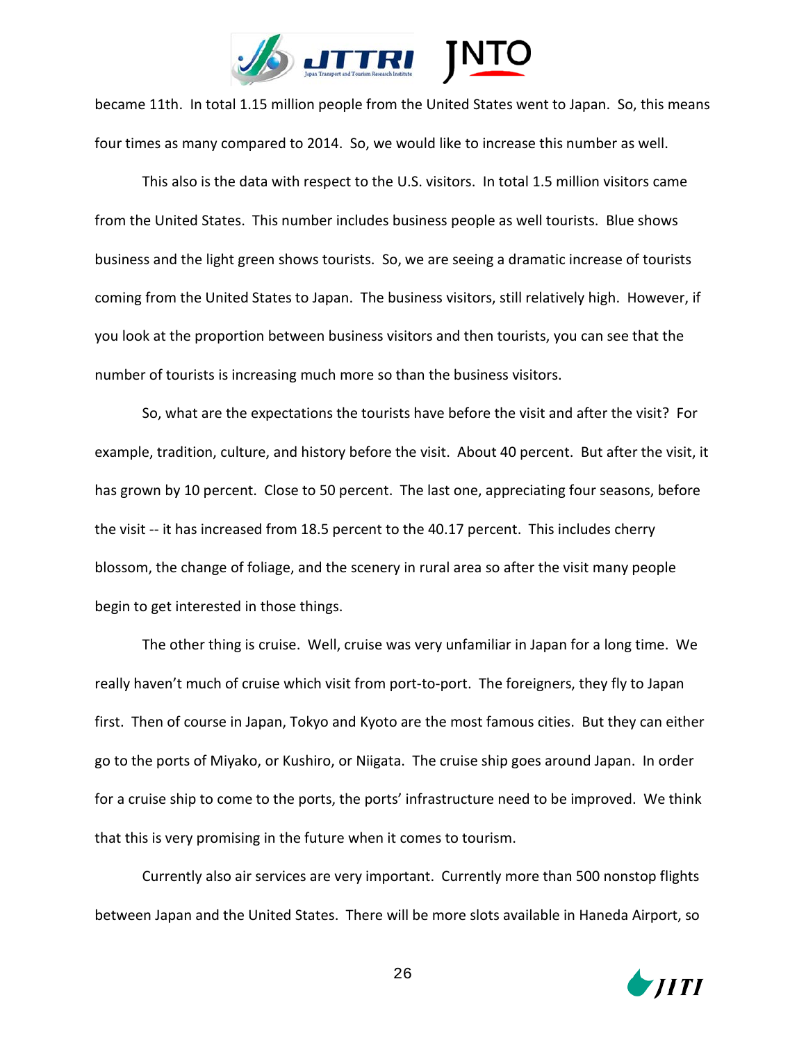became 11th. In total 1.15 million people from the United States went to Japan. So, this means four times as many compared to 2014. So, we would like to increase this number as well.

This also is the data with respect to the U.S. visitors. In total 1.5 million visitors came from the United States. This number includes business people as well tourists. Blue shows business and the light green shows tourists. So, we are seeing a dramatic increase of tourists coming from the United States to Japan. The business visitors, still relatively high. However, if you look at the proportion between business visitors and then tourists, you can see that the number of tourists is increasing much more so than the business visitors.

So, what are the expectations the tourists have before the visit and after the visit? For example, tradition, culture, and history before the visit. About 40 percent. But after the visit, it has grown by 10 percent. Close to 50 percent. The last one, appreciating four seasons, before the visit -- it has increased from 18.5 percent to the 40.17 percent. This includes cherry blossom, the change of foliage, and the scenery in rural area so after the visit many people begin to get interested in those things.

The other thing is cruise. Well, cruise was very unfamiliar in Japan for a long time. We really haven't much of cruise which visit from port-to-port. The foreigners, they fly to Japan first. Then of course in Japan, Tokyo and Kyoto are the most famous cities. But they can either go to the ports of Miyako, or Kushiro, or Niigata. The cruise ship goes around Japan. In order for a cruise ship to come to the ports, the ports' infrastructure need to be improved. We think that this is very promising in the future when it comes to tourism.

Currently also air services are very important. Currently more than 500 nonstop flights between Japan and the United States. There will be more slots available in Haneda Airport, so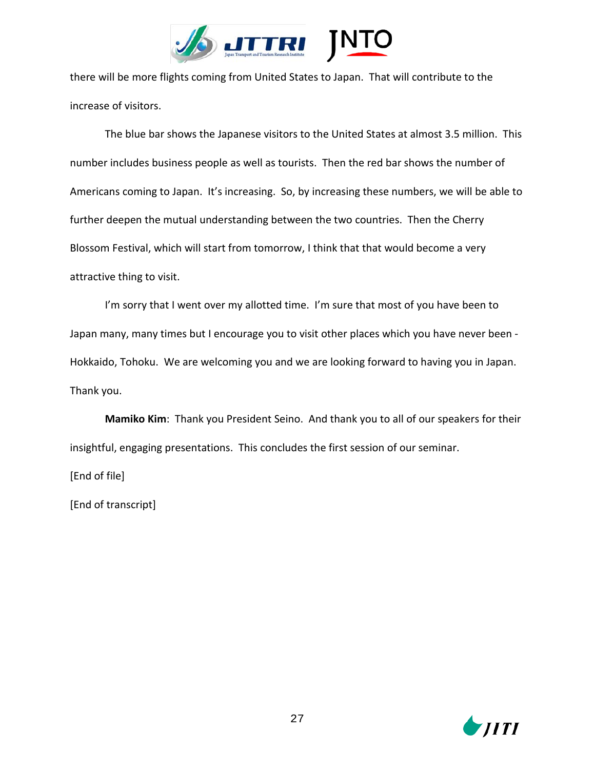there will be more flights coming from United States to Japan. That will contribute to the increase of visitors.

The blue bar shows the Japanese visitors to the United States at almost 3.5 million. This number includes business people as well as tourists. Then the red bar shows the number of Americans coming to Japan. It's increasing. So, by increasing these numbers, we will be able to further deepen the mutual understanding between the two countries. Then the Cherry Blossom Festival, which will start from tomorrow, I think that that would become a very attractive thing to visit.

I'm sorry that I went over my allotted time. I'm sure that most of you have been to Japan many, many times but I encourage you to visit other places which you have never been - Hokkaido, Tohoku. We are welcoming you and we are looking forward to having you in Japan. Thank you.

**Mamiko Kim**: Thank you President Seino. And thank you to all of our speakers for their insightful, engaging presentations. This concludes the first session of our seminar.

[End of file]

[End of transcript]